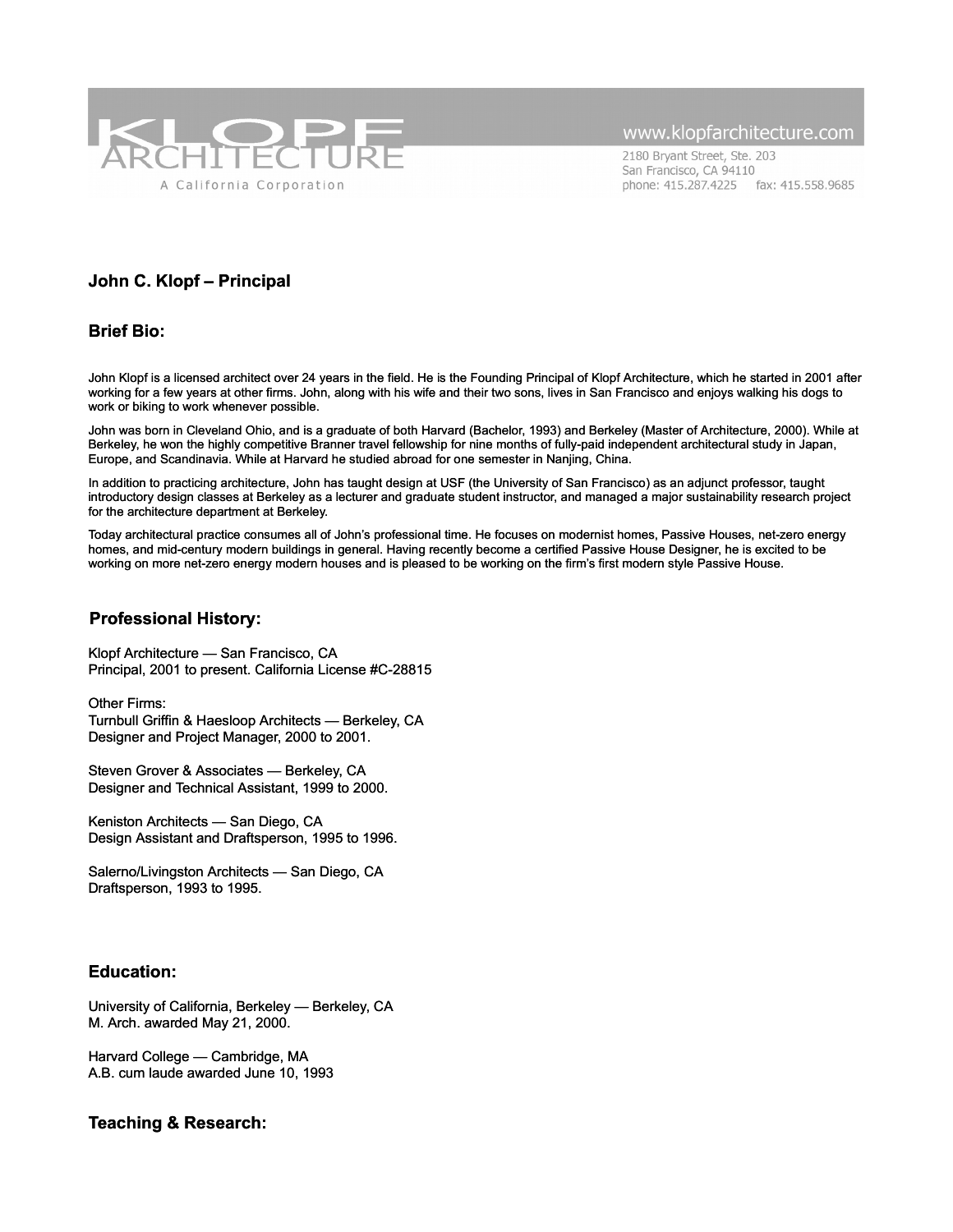KLOPF ARCHITECTURE
A California Corporation

www.klopfarchitecture.com
2180 Bryant Street, Ste. 203
San Francisco, CA 94110
phone: 415.287.4225 fax: 415.558.9685

## John C. Klopf – Principal

## Brief Bio:

John Klopf is a licensed architect over 24 years in the field. He is the Founding Principal of Klopf Architecture, which he started in 2001 after working for a few years at other firms. John, along with his wife and their two sons, lives in San Francisco and enjoys walking his dogs to work or biking to work whenever possible.

John was born in Cleveland Ohio, and is a graduate of both Harvard (Bachelor, 1993) and Berkeley (Master of Architecture, 2000). While at Berkeley, he won the highly competitive Branner travel fellowship for nine months of fully-paid independent architectural study in Japan, Europe, and Scandinavia. While at Harvard he studied abroad for one semester in Nanjing, China.

In addition to practicing architecture, John has taught design at USF (the University of San Francisco) as an adjunct professor, taught introductory design classes at Berkeley as a lecturer and graduate student instructor, and managed a major sustainability research project for the architecture department at Berkeley.

Today architectural practice consumes all of John's professional time. He focuses on modernist homes, Passive Houses, net-zero energy homes, and mid-century modern buildings in general. Having recently become a certified Passive House Designer, he is excited to be working on more net-zero energy modern houses and is pleased to be working on the firm's first modern style Passive House.

## Professional History:

Klopf Architecture — San Francisco, CA
Principal, 2001 to present. California License #C-28815

Other Firms:
Turnbull Griffin & Haesloop Architects — Berkeley, CA
Designer and Project Manager, 2000 to 2001.

Steven Grover & Associates — Berkeley, CA
Designer and Technical Assistant, 1999 to 2000.

Keniston Architects — San Diego, CA
Design Assistant and Draftsperson, 1995 to 1996.

Salerno/Livingston Architects — San Diego, CA
Draftsperson, 1993 to 1995.

## Education:

University of California, Berkeley — Berkeley, CA
M. Arch. awarded May 21, 2000.

Harvard College — Cambridge, MA
A.B. cum laude awarded June 10, 1993

## Teaching & Research: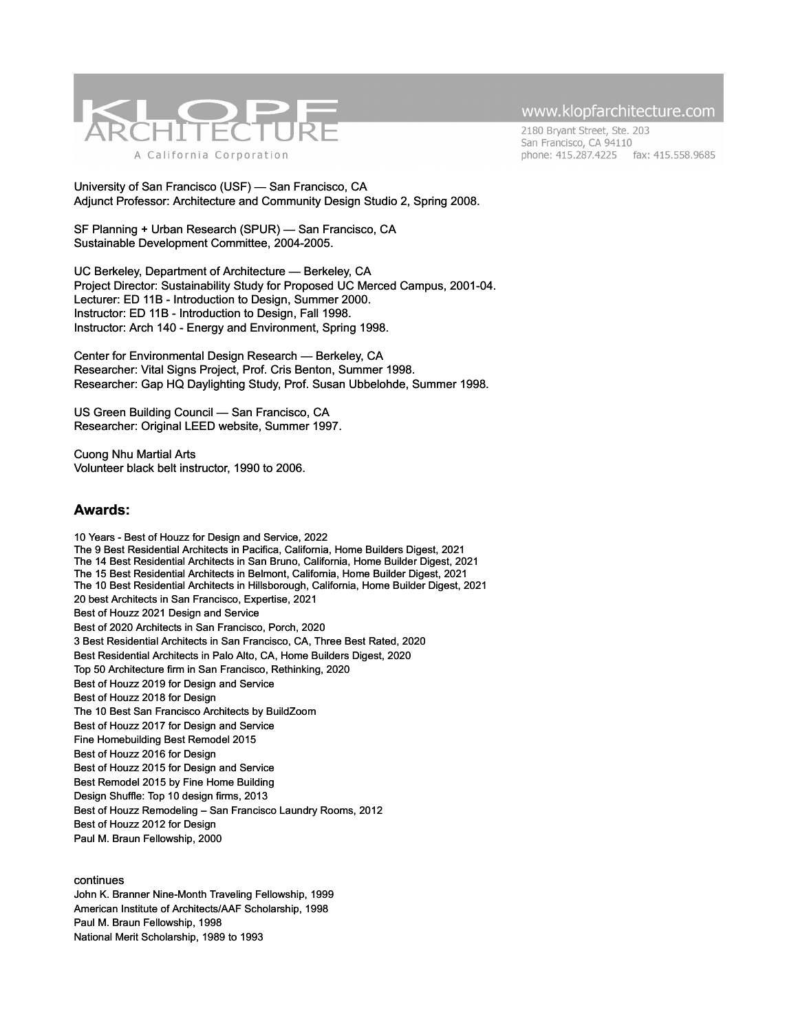University of San Francisco (USF) — San Francisco, CA
Adjunct Professor: Architecture and Community Design Studio 2, Spring 2008.

SF Planning + Urban Research (SPUR) — San Francisco, CA
Sustainable Development Committee, 2004-2005.

UC Berkeley, Department of Architecture — Berkeley, CA
Project Director: Sustainability Study for Proposed UC Merced Campus, 2001-04.
Lecturer: ED 11B - Introduction to Design, Summer 2000.
Instructor: ED 11B - Introduction to Design, Fall 1998.
Instructor: Arch 140 - Energy and Environment, Spring 1998.

Center for Environmental Design Research — Berkeley, CA
Researcher: Vital Signs Project, Prof. Cris Benton, Summer 1998.
Researcher: Gap HQ Daylighting Study, Prof. Susan Ubbelohde, Summer 1998.

US Green Building Council — San Francisco, CA
Researcher: Original LEED website, Summer 1997.

Cuong Nhu Martial Arts
Volunteer black belt instructor, 1990 to 2006.

## Awards:

10 Years - Best of Houzz for Design and Service, 2022
The 9 Best Residential Architects in Pacifica, California, Home Builders Digest, 2021
The 14 Best Residential Architects in San Bruno, California, Home Builder Digest, 2021
The 15 Best Residential Architects in Belmont, California, Home Builder Digest, 2021
The 10 Best Residential Architects in Hillsborough, California, Home Builder Digest, 2021
20 best Architects in San Francisco, Expertise, 2021
Best of Houzz 2021 Design and Service
Best of 2020 Architects in San Francisco, Porch, 2020
3 Best Residential Architects in San Francisco, CA, Three Best Rated, 2020
Best Residential Architects in Palo Alto, CA, Home Builders Digest, 2020
Top 50 Architecture firm in San Francisco, Rethinking, 2020
Best of Houzz 2019 for Design and Service
Best of Houzz 2018 for Design
The 10 Best San Francisco Architects by BuildZoom
Best of Houzz 2017 for Design and Service
Fine Homebuilding Best Remodel 2015
Best of Houzz 2016 for Design
Best of Houzz 2015 for Design and Service
Best Remodel 2015 by Fine Home Building
Design Shuffle: Top 10 design firms, 2013
Best of Houzz Remodeling – San Francisco Laundry Rooms, 2012
Best of Houzz 2012 for Design
Paul M. Braun Fellowship, 2000

continues
John K. Branner Nine-Month Traveling Fellowship, 1999
American Institute of Architects/AAF Scholarship, 1998
Paul M. Braun Fellowship, 1998
National Merit Scholarship, 1989 to 1993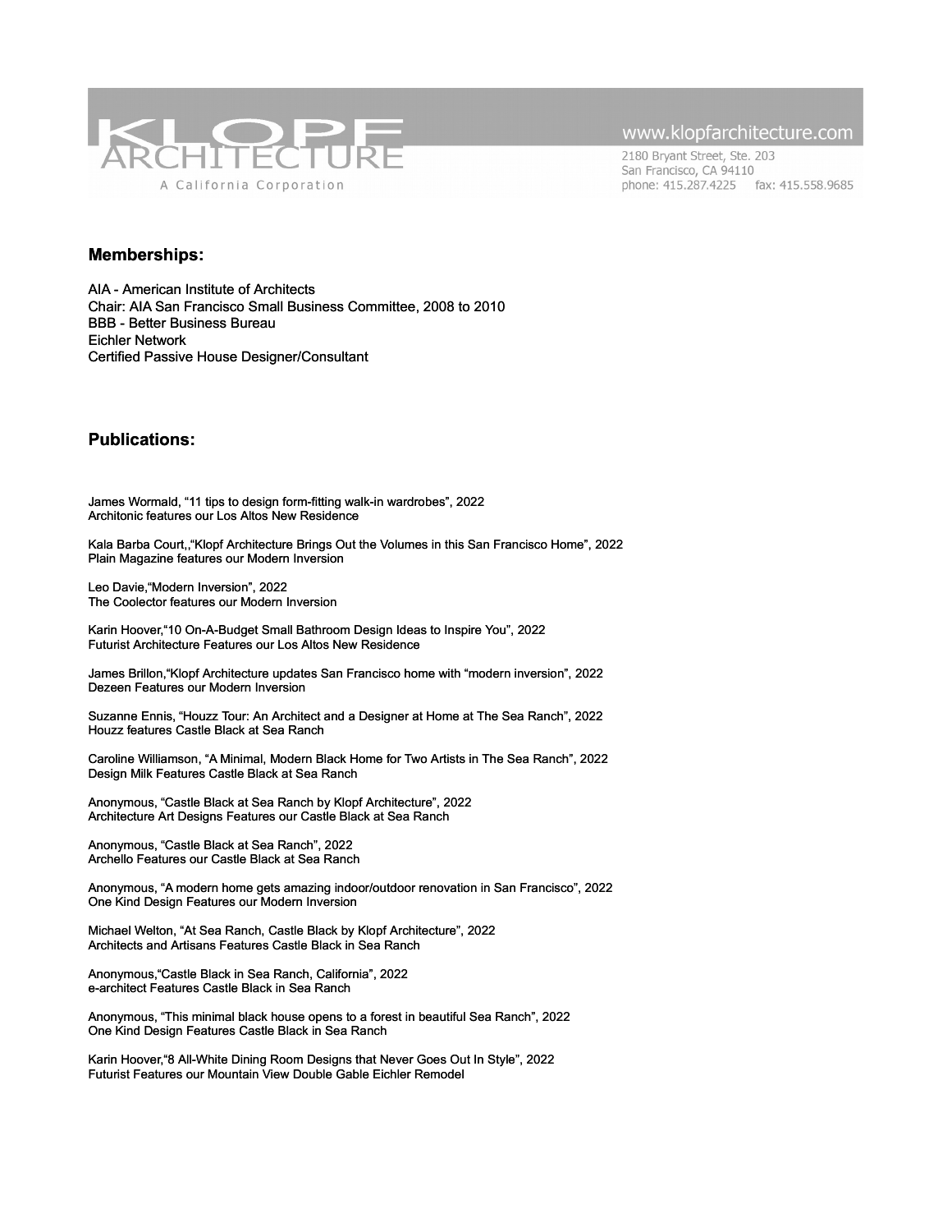## Memberships:

AIA - American Institute of Architects
Chair: AIA San Francisco Small Business Committee, 2008 to 2010
BBB - Better Business Bureau
Eichler Network
Certified Passive House Designer/Consultant

## Publications:

James Wormald, “11 tips to design form-fitting walk-in wardrobes”, 2022
Architonic features our Los Altos New Residence

Kala Barba Court,,“Klopf Architecture Brings Out the Volumes in this San Francisco Home”, 2022
Plain Magazine features our Modern Inversion

Leo Davie,“Modern Inversion”, 2022
The Coolector features our Modern Inversion

Karin Hoover,“10 On-A-Budget Small Bathroom Design Ideas to Inspire You”, 2022
Futurist Architecture Features our Los Altos New Residence

James Brillon,“Klopf Architecture updates San Francisco home with “modern inversion”, 2022
Dezeen Features our Modern Inversion

Suzanne Ennis, “Houzz Tour: An Architect and a Designer at Home at The Sea Ranch”, 2022
Houzz features Castle Black at Sea Ranch

Caroline Williamson, “A Minimal, Modern Black Home for Two Artists in The Sea Ranch”, 2022
Design Milk Features Castle Black at Sea Ranch

Anonymous, “Castle Black at Sea Ranch by Klopf Architecture”, 2022
Architecture Art Designs Features our Castle Black at Sea Ranch

Anonymous, “Castle Black at Sea Ranch”, 2022
Archello Features our Castle Black at Sea Ranch

Anonymous, “A modern home gets amazing indoor/outdoor renovation in San Francisco”, 2022
One Kind Design Features our Modern Inversion

Michael Welton, “At Sea Ranch, Castle Black by Klopf Architecture”, 2022
Architects and Artisans Features Castle Black in Sea Ranch

Anonymous,“Castle Black in Sea Ranch, California”, 2022
e-architect Features Castle Black in Sea Ranch

Anonymous, “This minimal black house opens to a forest in beautiful Sea Ranch”, 2022
One Kind Design Features Castle Black in Sea Ranch

Karin Hoover,“8 All-White Dining Room Designs that Never Goes Out In Style”, 2022
Futurist Features our Mountain View Double Gable Eichler Remodel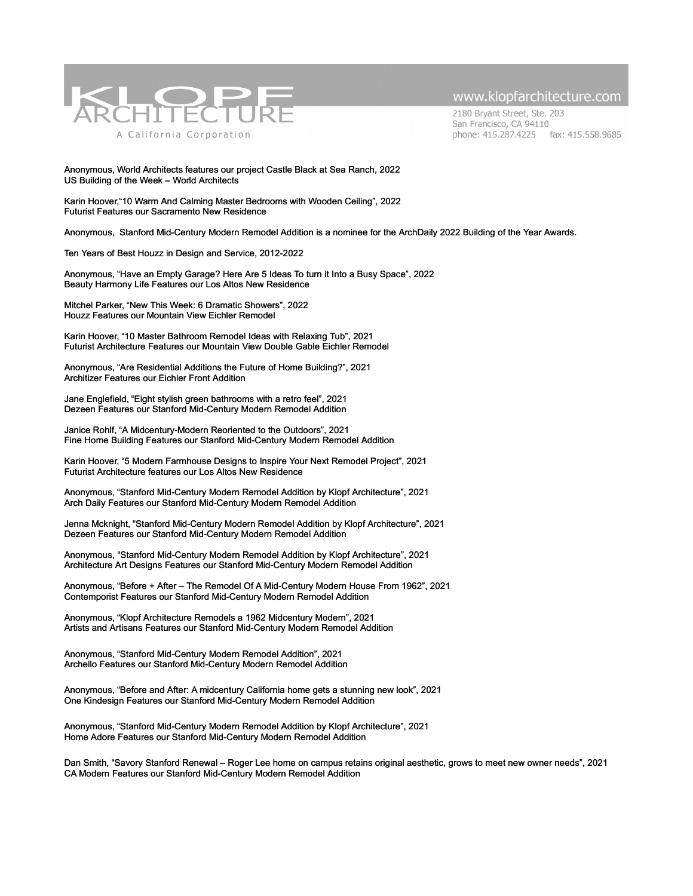Anonymous, World Architects features our project Castle Black at Sea Ranch, 2022
US Building of the Week – World Architects

Karin Hoover,"10 Warm And Calming Master Bedrooms with Wooden Ceiling", 2022
Futurist Features our Sacramento New Residence

Anonymous, Stanford Mid-Century Modern Remodel Addition is a nominee for the ArchDaily 2022 Building of the Year Awards.

Ten Years of Best Houzz in Design and Service, 2012-2022

Anonymous, "Have an Empty Garage? Here Are 5 Ideas To turn it Into a Busy Space", 2022
Beauty Harmony Life Features our Los Altos New Residence

Mitchel Parker, "New This Week: 6 Dramatic Showers", 2022
Houzz Features our Mountain View Eichler Remodel

Karin Hoover, "10 Master Bathroom Remodel Ideas with Relaxing Tub", 2021
Futurist Architecture Features our Mountain View Double Gable Eichler Remodel

Anonymous, "Are Residential Additions the Future of Home Building?", 2021
Architizer Features our Eichler Front Addition

Jane Englefield, "Eight stylish green bathrooms with a retro feel", 2021
Dezeen Features our Stanford Mid-Century Modern Remodel Addition

Janice Rohlf, "A Midcentury-Modern Reoriented to the Outdoors", 2021
Fine Home Building Features our Stanford Mid-Century Modern Remodel Addition

Karin Hoover, "5 Modern Farmhouse Designs to Inspire Your Next Remodel Project", 2021
Futurist Architecture features our Los Altos New Residence

Anonymous, "Stanford Mid-Century Modern Remodel Addition by Klopf Architecture", 2021
Arch Daily Features our Stanford Mid-Century Modern Remodel Addition

Jenna Mcknight, "Stanford Mid-Century Modern Remodel Addition by Klopf Architecture", 2021
Dezeen Features our Stanford Mid-Century Modern Remodel Addition

Anonymous, "Stanford Mid-Century Modern Remodel Addition by Klopf Architecture", 2021
Architecture Art Designs Features our Stanford Mid-Century Modern Remodel Addition

Anonymous, "Before + After – The Remodel Of A Mid-Century Modern House From 1962", 2021
Contemporist Features our Stanford Mid-Century Modern Remodel Addition

Anonymous, "Klopf Architecture Remodels a 1962 Midcentury Modern", 2021
Artists and Artisans Features our Stanford Mid-Century Modern Remodel Addition

Anonymous, "Stanford Mid-Century Modern Remodel Addition", 2021
Archello Features our Stanford Mid-Century Modern Remodel Addition

Anonymous, "Before and After: A midcentury California home gets a stunning new look", 2021
One Kindesign Features our Stanford Mid-Century Modern Remodel Addition

Anonymous, "Stanford Mid-Century Modern Remodel Addition by Klopf Architecture", 2021
Home Adore Features our Stanford Mid-Century Modern Remodel Addition

Dan Smith, "Savory Stanford Renewal – Roger Lee home on campus retains original aesthetic, grows to meet new owner needs", 2021
CA Modern Features our Stanford Mid-Century Modern Remodel Addition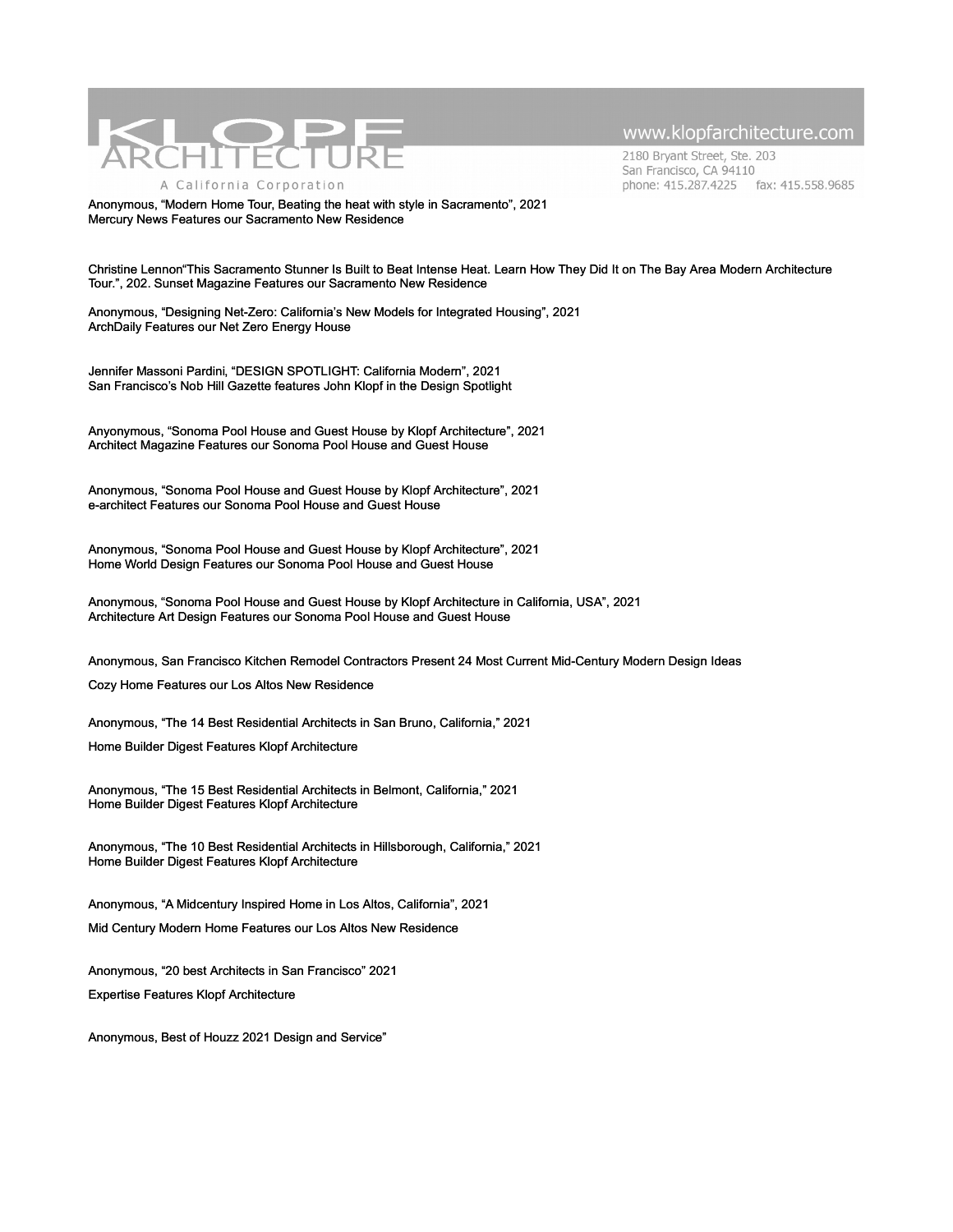Anonymous, “Modern Home Tour, Beating the heat with style in Sacramento”, 2021
Mercury News Features our Sacramento New Residence

Christine Lennon“This Sacramento Stunner Is Built to Beat Intense Heat. Learn How They Did It on The Bay Area Modern Architecture Tour.”, 202. Sunset Magazine Features our Sacramento New Residence

Anonymous, “Designing Net-Zero: California’s New Models for Integrated Housing”, 2021
ArchDaily Features our Net Zero Energy House

Jennifer Massoni Pardini, “DESIGN SPOTLIGHT: California Modern”, 2021
San Francisco’s Nob Hill Gazette features John Klopf in the Design Spotlight

Anyonymous, “Sonoma Pool House and Guest House by Klopf Architecture”, 2021
Architect Magazine Features our Sonoma Pool House and Guest House

Anonymous, “Sonoma Pool House and Guest House by Klopf Architecture”, 2021
e-architect Features our Sonoma Pool House and Guest House

Anonymous, “Sonoma Pool House and Guest House by Klopf Architecture”, 2021
Home World Design Features our Sonoma Pool House and Guest House

Anonymous, “Sonoma Pool House and Guest House by Klopf Architecture in California, USA”, 2021
Architecture Art Design Features our Sonoma Pool House and Guest House

Anonymous, San Francisco Kitchen Remodel Contractors Present 24 Most Current Mid-Century Modern Design Ideas

Cozy Home Features our Los Altos New Residence

Anonymous, “The 14 Best Residential Architects in San Bruno, California,” 2021

Home Builder Digest Features Klopf Architecture

Anonymous, “The 15 Best Residential Architects in Belmont, California,” 2021
Home Builder Digest Features Klopf Architecture

Anonymous, “The 10 Best Residential Architects in Hillsborough, California,” 2021
Home Builder Digest Features Klopf Architecture

Anonymous, “A Midcentury Inspired Home in Los Altos, California”, 2021

Mid Century Modern Home Features our Los Altos New Residence

Anonymous, “20 best Architects in San Francisco” 2021

Expertise Features Klopf Architecture

Anonymous, Best of Houzz 2021 Design and Service”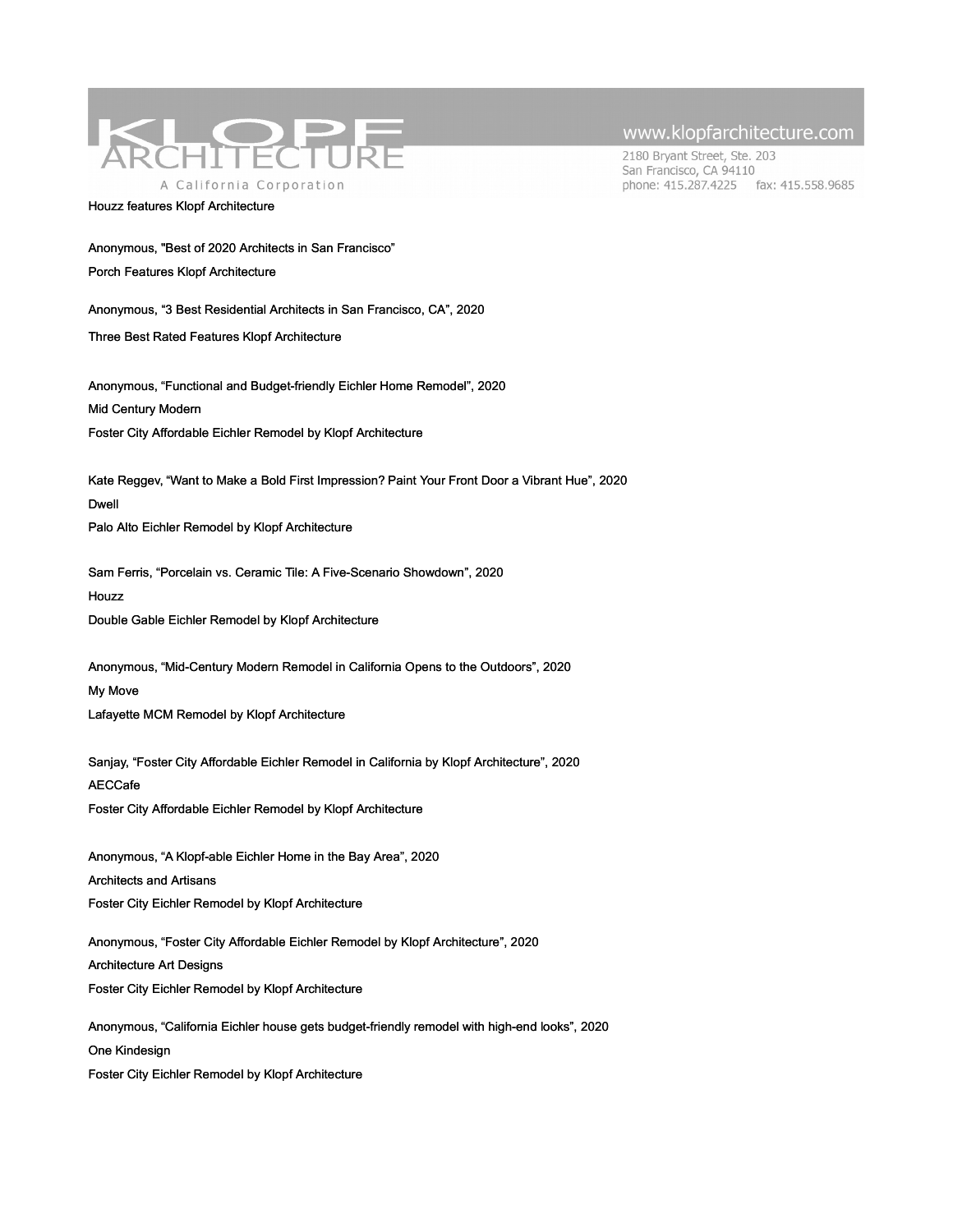Houzz features Klopf Architecture

Anonymous, "Best of 2020 Architects in San Francisco"

Porch Features Klopf Architecture

Anonymous, "3 Best Residential Architects in San Francisco, CA", 2020

Three Best Rated Features Klopf Architecture

Anonymous, "Functional and Budget-friendly Eichler Home Remodel", 2020

Mid Century Modern

Foster City Affordable Eichler Remodel by Klopf Architecture

Kate Reggev, "Want to Make a Bold First Impression? Paint Your Front Door a Vibrant Hue", 2020

Dwell

Palo Alto Eichler Remodel by Klopf Architecture

Sam Ferris, "Porcelain vs. Ceramic Tile: A Five-Scenario Showdown", 2020

Houzz

Double Gable Eichler Remodel by Klopf Architecture

Anonymous, "Mid-Century Modern Remodel in California Opens to the Outdoors", 2020

My Move

Lafayette MCM Remodel by Klopf Architecture

Sanjay, "Foster City Affordable Eichler Remodel in California by Klopf Architecture", 2020

AECCafe

Foster City Affordable Eichler Remodel by Klopf Architecture

Anonymous, "A Klopf-able Eichler Home in the Bay Area", 2020

Architects and Artisans

Foster City Eichler Remodel by Klopf Architecture

Anonymous, "Foster City Affordable Eichler Remodel by Klopf Architecture", 2020

Architecture Art Designs

Foster City Eichler Remodel by Klopf Architecture

Anonymous, "California Eichler house gets budget-friendly remodel with high-end looks", 2020

One Kindesign

Foster City Eichler Remodel by Klopf Architecture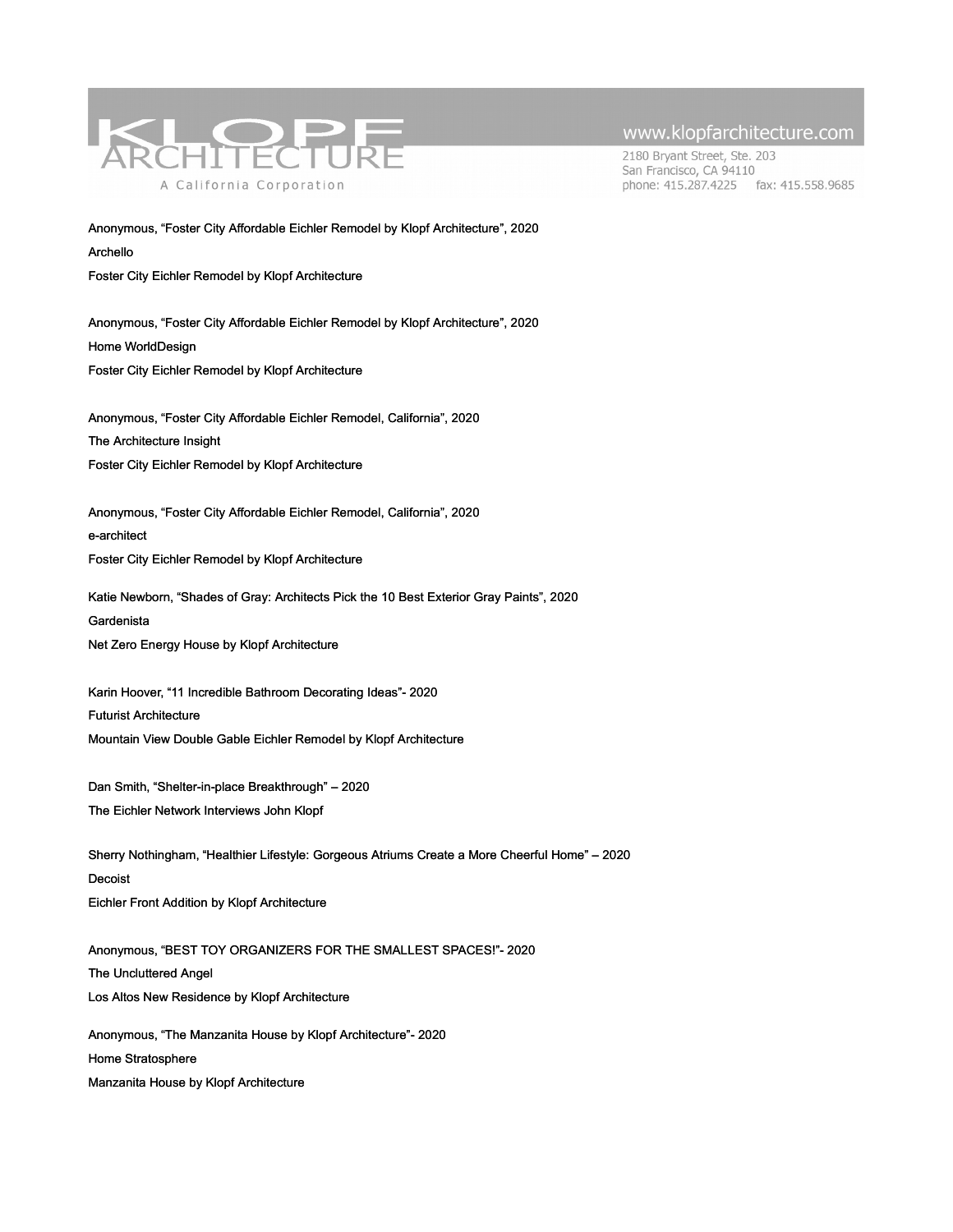Anonymous, “Foster City Affordable Eichler Remodel by Klopf Architecture”, 2020

Archello

Foster City Eichler Remodel by Klopf Architecture

Anonymous, “Foster City Affordable Eichler Remodel by Klopf Architecture”, 2020

Home WorldDesign

Foster City Eichler Remodel by Klopf Architecture

Anonymous, “Foster City Affordable Eichler Remodel, California”, 2020

The Architecture Insight

Foster City Eichler Remodel by Klopf Architecture

Anonymous, “Foster City Affordable Eichler Remodel, California”, 2020

e-architect

Foster City Eichler Remodel by Klopf Architecture

Katie Newborn, “Shades of Gray: Architects Pick the 10 Best Exterior Gray Paints”, 2020

Gardenista

Net Zero Energy House by Klopf Architecture

Karin Hoover, “11 Incredible Bathroom Decorating Ideas”- 2020

Futurist Architecture

Mountain View Double Gable Eichler Remodel by Klopf Architecture

Dan Smith, “Shelter-in-place Breakthrough” – 2020

The Eichler Network Interviews John Klopf

Sherry Nothingham, “Healthier Lifestyle: Gorgeous Atriums Create a More Cheerful Home” – 2020

Decoist

Eichler Front Addition by Klopf Architecture

Anonymous, “BEST TOY ORGANIZERS FOR THE SMALLEST SPACES!”- 2020

The Uncluttered Angel

Los Altos New Residence by Klopf Architecture

Anonymous, “The Manzanita House by Klopf Architecture”- 2020

Home Stratosphere

Manzanita House by Klopf Architecture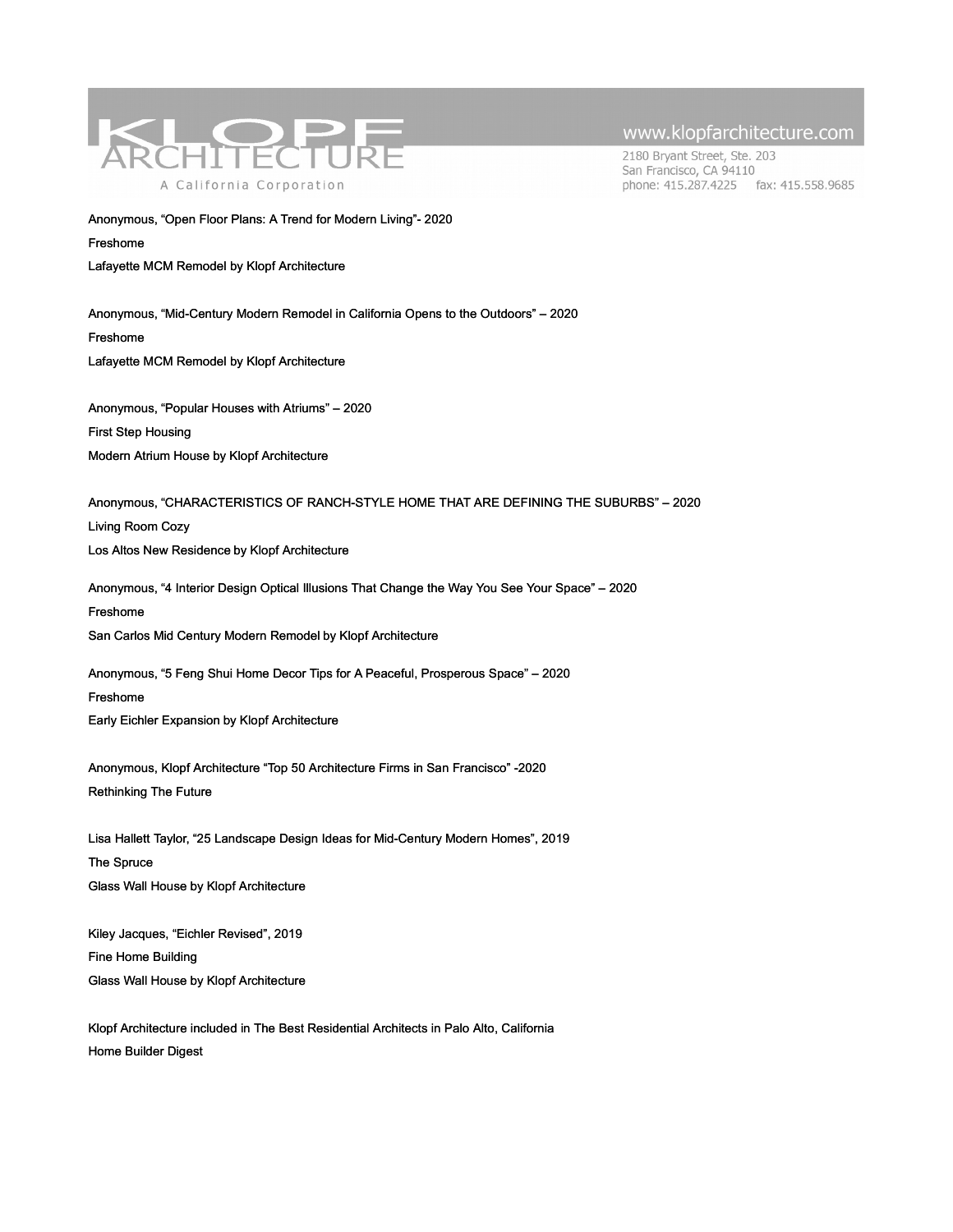Anonymous, "Open Floor Plans: A Trend for Modern Living"- 2020

Freshome

Lafayette MCM Remodel by Klopf Architecture

Anonymous, "Mid-Century Modern Remodel in California Opens to the Outdoors" – 2020

Freshome

Lafayette MCM Remodel by Klopf Architecture

Anonymous, "Popular Houses with Atriums" – 2020

First Step Housing

Modern Atrium House by Klopf Architecture

Anonymous, "CHARACTERISTICS OF RANCH-STYLE HOME THAT ARE DEFINING THE SUBURBS" – 2020

Living Room Cozy

Los Altos New Residence by Klopf Architecture

Anonymous, "4 Interior Design Optical Illusions That Change the Way You See Your Space" – 2020

Freshome

San Carlos Mid Century Modern Remodel by Klopf Architecture

Anonymous, "5 Feng Shui Home Decor Tips for A Peaceful, Prosperous Space" – 2020

Freshome

Early Eichler Expansion by Klopf Architecture

Anonymous, Klopf Architecture "Top 50 Architecture Firms in San Francisco" -2020

Rethinking The Future

Lisa Hallett Taylor, "25 Landscape Design Ideas for Mid-Century Modern Homes", 2019

The Spruce

Glass Wall House by Klopf Architecture

Kiley Jacques, "Eichler Revised", 2019

Fine Home Building

Glass Wall House by Klopf Architecture

Klopf Architecture included in The Best Residential Architects in Palo Alto, California

Home Builder Digest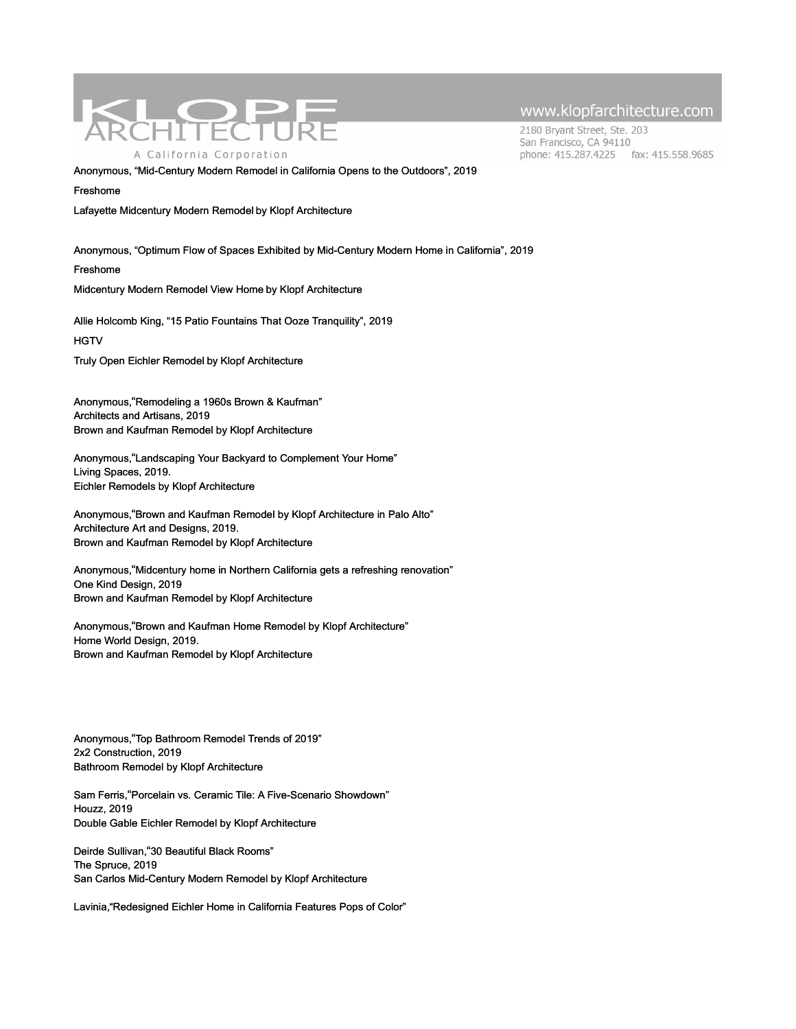Anonymous, "Mid-Century Modern Remodel in California Opens to the Outdoors", 2019

Freshome

Lafayette Midcentury Modern Remodel by Klopf Architecture

Anonymous, "Optimum Flow of Spaces Exhibited by Mid-Century Modern Home in California", 2019

Freshome

Midcentury Modern Remodel View Home by Klopf Architecture

Allie Holcomb King, "15 Patio Fountains That Ooze Tranquility", 2019

HGTV

Truly Open Eichler Remodel by Klopf Architecture

Anonymous,"Remodeling a 1960s Brown & Kaufman"
Architects and Artisans, 2019
Brown and Kaufman Remodel by Klopf Architecture

Anonymous,"Landscaping Your Backyard to Complement Your Home"
Living Spaces, 2019.
Eichler Remodels by Klopf Architecture

Anonymous,"Brown and Kaufman Remodel by Klopf Architecture in Palo Alto"
Architecture Art and Designs, 2019.
Brown and Kaufman Remodel by Klopf Architecture

Anonymous,"Midcentury home in Northern California gets a refreshing renovation"
One Kind Design, 2019
Brown and Kaufman Remodel by Klopf Architecture

Anonymous,"Brown and Kaufman Home Remodel by Klopf Architecture"
Home World Design, 2019.
Brown and Kaufman Remodel by Klopf Architecture

Anonymous,"Top Bathroom Remodel Trends of 2019"
2x2 Construction, 2019
Bathroom Remodel by Klopf Architecture

Sam Ferris,"Porcelain vs. Ceramic Tile: A Five-Scenario Showdown"
Houzz, 2019
Double Gable Eichler Remodel by Klopf Architecture

Deirde Sullivan,"30 Beautiful Black Rooms"
The Spruce, 2019
San Carlos Mid-Century Modern Remodel by Klopf Architecture

Lavinia,"Redesigned Eichler Home in California Features Pops of Color"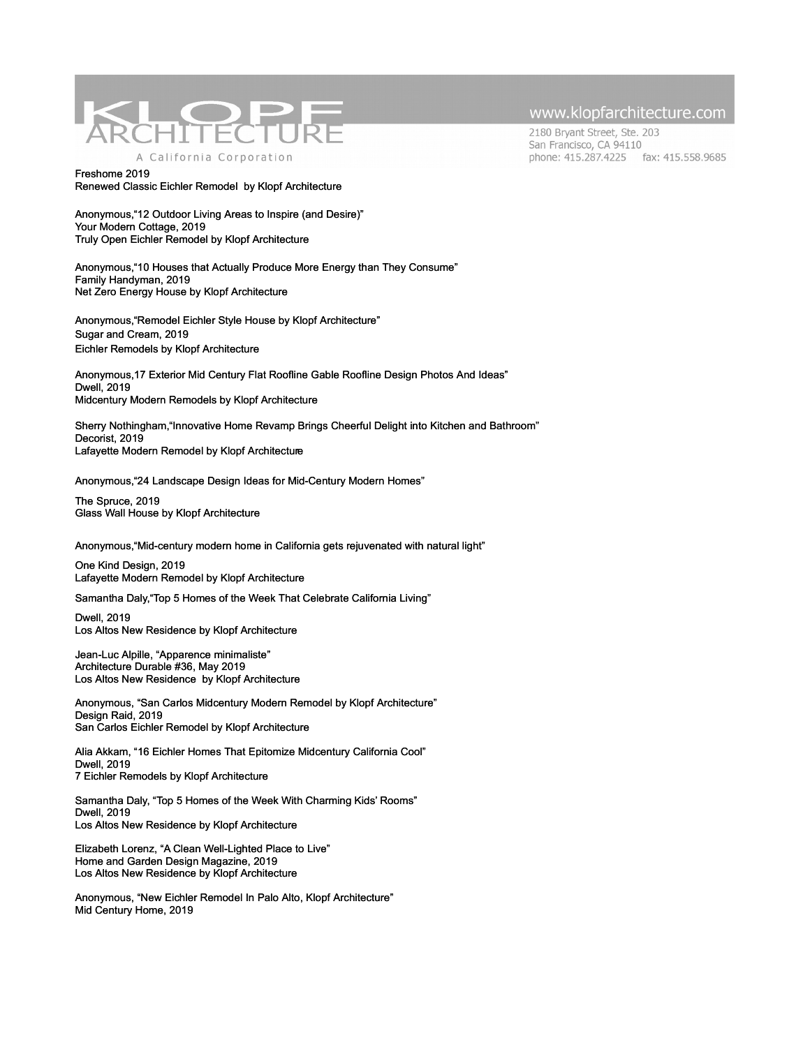Freshome 2019
Renewed Classic Eichler Remodel by Klopf Architecture

Anonymous,“12 Outdoor Living Areas to Inspire (and Desire)”
Your Modern Cottage, 2019
Truly Open Eichler Remodel by Klopf Architecture

Anonymous,“10 Houses that Actually Produce More Energy than They Consume”
Family Handyman, 2019
Net Zero Energy House by Klopf Architecture

Anonymous,“Remodel Eichler Style House by Klopf Architecture”
Sugar and Cream, 2019
Eichler Remodels by Klopf Architecture

Anonymous,17 Exterior Mid Century Flat Roofline Gable Roofline Design Photos And Ideas”
Dwell, 2019
Midcentury Modern Remodels by Klopf Architecture

Sherry Nothingham,“Innovative Home Revamp Brings Cheerful Delight into Kitchen and Bathroom”
Decorist, 2019
Lafayette Modern Remodel by Klopf Architecture

Anonymous,“24 Landscape Design Ideas for Mid-Century Modern Homes”

The Spruce, 2019
Glass Wall House by Klopf Architecture

Anonymous,“Mid-century modern home in California gets rejuvenated with natural light”

One Kind Design, 2019
Lafayette Modern Remodel by Klopf Architecture

Samantha Daly,“Top 5 Homes of the Week That Celebrate California Living”

Dwell, 2019
Los Altos New Residence by Klopf Architecture

Jean-Luc Alpille, “Apparence minimaliste”
Architecture Durable #36, May 2019
Los Altos New Residence by Klopf Architecture

Anonymous, “San Carlos Midcentury Modern Remodel by Klopf Architecture”
Design Raid, 2019
San Carlos Eichler Remodel by Klopf Architecture

Alia Akkam, “16 Eichler Homes That Epitomize Midcentury California Cool”
Dwell, 2019
7 Eichler Remodels by Klopf Architecture

Samantha Daly, “Top 5 Homes of the Week With Charming Kids’ Rooms”
Dwell, 2019
Los Altos New Residence by Klopf Architecture

Elizabeth Lorenz, “A Clean Well-Lighted Place to Live”
Home and Garden Design Magazine, 2019
Los Altos New Residence by Klopf Architecture

Anonymous, “New Eichler Remodel In Palo Alto, Klopf Architecture”
Mid Century Home, 2019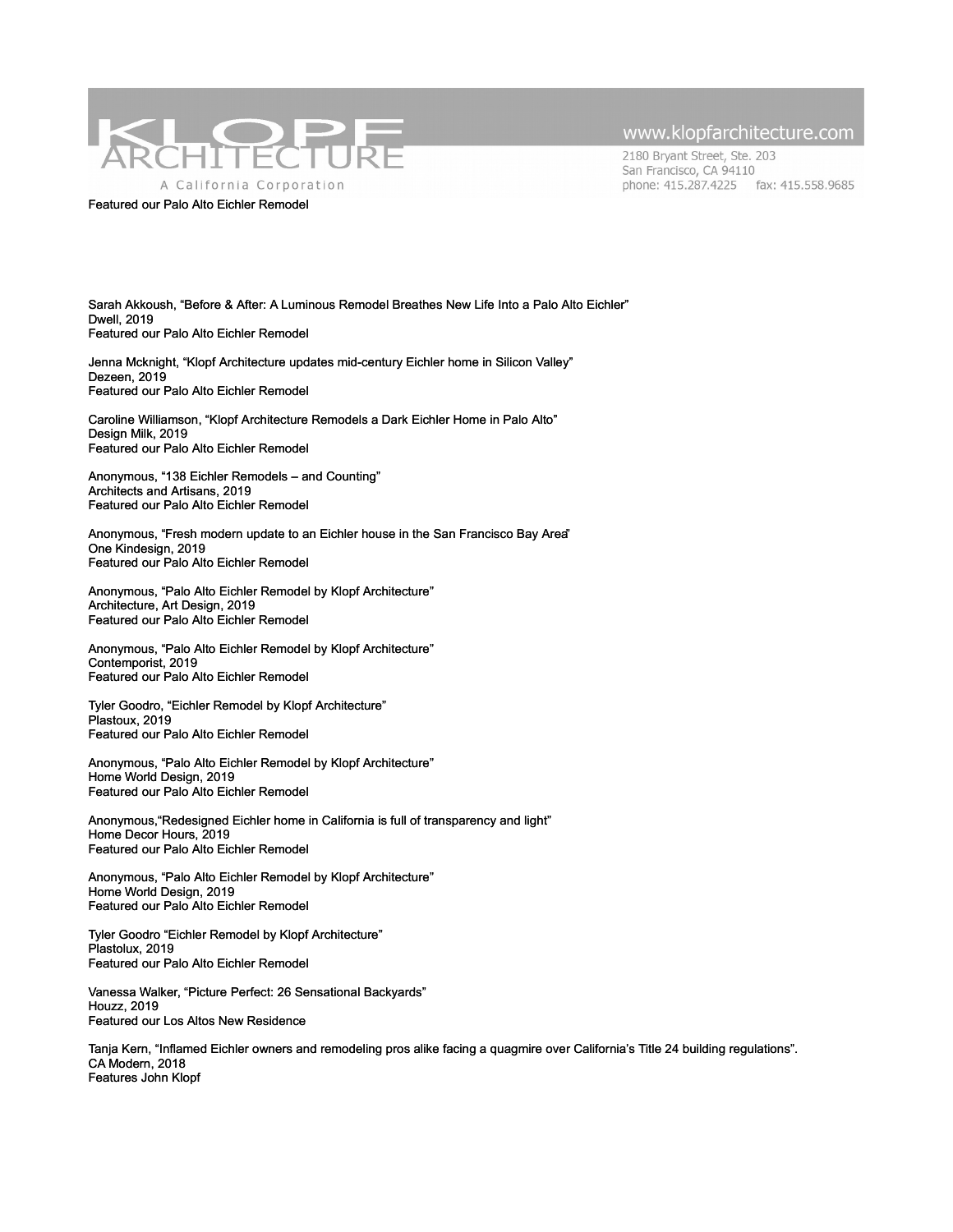Featured our Palo Alto Eichler Remodel

Sarah Akkoush, "Before & After: A Luminous Remodel Breathes New Life Into a Palo Alto Eichler"
Dwell, 2019
Featured our Palo Alto Eichler Remodel

Jenna Mcknight, "Klopf Architecture updates mid-century Eichler home in Silicon Valley"
Dezeen, 2019
Featured our Palo Alto Eichler Remodel

Caroline Williamson, "Klopf Architecture Remodels a Dark Eichler Home in Palo Alto"
Design Milk, 2019
Featured our Palo Alto Eichler Remodel

Anonymous, "138 Eichler Remodels – and Counting"
Architects and Artisans, 2019
Featured our Palo Alto Eichler Remodel

Anonymous, "Fresh modern update to an Eichler house in the San Francisco Bay Area"
One Kindesign, 2019
Featured our Palo Alto Eichler Remodel

Anonymous, "Palo Alto Eichler Remodel by Klopf Architecture"
Architecture, Art Design, 2019
Featured our Palo Alto Eichler Remodel

Anonymous, "Palo Alto Eichler Remodel by Klopf Architecture"
Contemporist, 2019
Featured our Palo Alto Eichler Remodel

Tyler Goodro, "Eichler Remodel by Klopf Architecture"
Plastoux, 2019
Featured our Palo Alto Eichler Remodel

Anonymous, "Palo Alto Eichler Remodel by Klopf Architecture"
Home World Design, 2019
Featured our Palo Alto Eichler Remodel

Anonymous,"Redesigned Eichler home in California is full of transparency and light"
Home Decor Hours, 2019
Featured our Palo Alto Eichler Remodel

Anonymous, "Palo Alto Eichler Remodel by Klopf Architecture"
Home World Design, 2019
Featured our Palo Alto Eichler Remodel

Tyler Goodro "Eichler Remodel by Klopf Architecture"
Plastolux, 2019
Featured our Palo Alto Eichler Remodel

Vanessa Walker, "Picture Perfect: 26 Sensational Backyards"
Houzz, 2019
Featured our Los Altos New Residence

Tanja Kern, "Inflamed Eichler owners and remodeling pros alike facing a quagmire over California's Title 24 building regulations".
CA Modern, 2018
Features John Klopf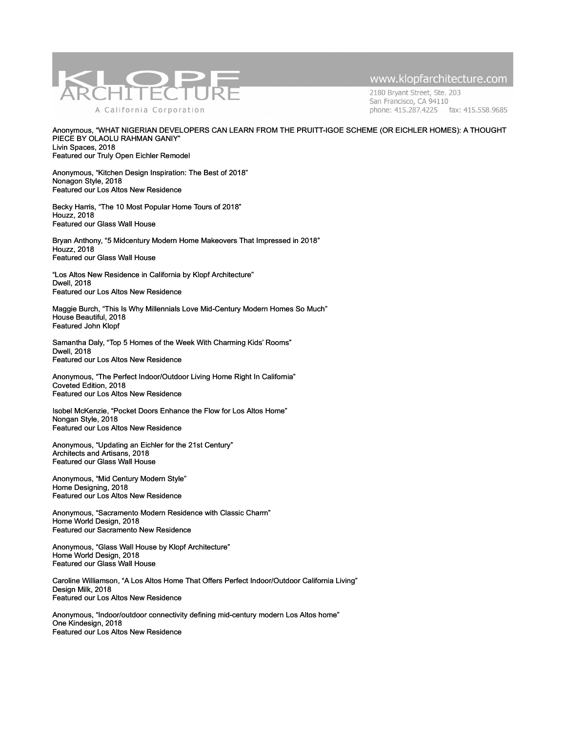Anonymous, "WHAT NIGERIAN DEVELOPERS CAN LEARN FROM THE PRUITT-IGOE SCHEME (OR EICHLER HOMES): A THOUGHT PIECE BY OLAOLU RAHMAN GANIY"
Livin Spaces, 2018
Featured our Truly Open Eichler Remodel

Anonymous, "Kitchen Design Inspiration: The Best of 2018"
Nonagon Style, 2018
Featured our Los Altos New Residence

Becky Harris, "The 10 Most Popular Home Tours of 2018"
Houzz, 2018
Featured our Glass Wall House

Bryan Anthony, "5 Midcentury Modern Home Makeovers That Impressed in 2018"
Houzz, 2018
Featured our Glass Wall House

"Los Altos New Residence in California by Klopf Architecture"
Dwell, 2018
Featured our Los Altos New Residence

Maggie Burch, "This Is Why Millennials Love Mid-Century Modern Homes So Much"
House Beautiful, 2018
Featured John Klopf

Samantha Daly, "Top 5 Homes of the Week With Charming Kids' Rooms"
Dwell, 2018
Featured our Los Altos New Residence

Anonymous, "The Perfect Indoor/Outdoor Living Home Right In California"
Coveted Edition, 2018
Featured our Los Altos New Residence

Isobel McKenzie, "Pocket Doors Enhance the Flow for Los Altos Home"
Nongan Style, 2018
Featured our Los Altos New Residence

Anonymous, "Updating an Eichler for the 21st Century"
Architects and Artisans, 2018
Featured our Glass Wall House

Anonymous, "Mid Century Modern Style"
Home Designing, 2018
Featured our Los Altos New Residence

Anonymous, "Sacramento Modern Residence with Classic Charm"
Home World Design, 2018
Featured our Sacramento New Residence

Anonymous, "Glass Wall House by Klopf Architecture"
Home World Design, 2018
Featured our Glass Wall House

Caroline Williamson, "A Los Altos Home That Offers Perfect Indoor/Outdoor California Living"
Design Milk, 2018
Featured our Los Altos New Residence

Anonymous, "Indoor/outdoor connectivity defining mid-century modern Los Altos home"
One Kindesign, 2018
Featured our Los Altos New Residence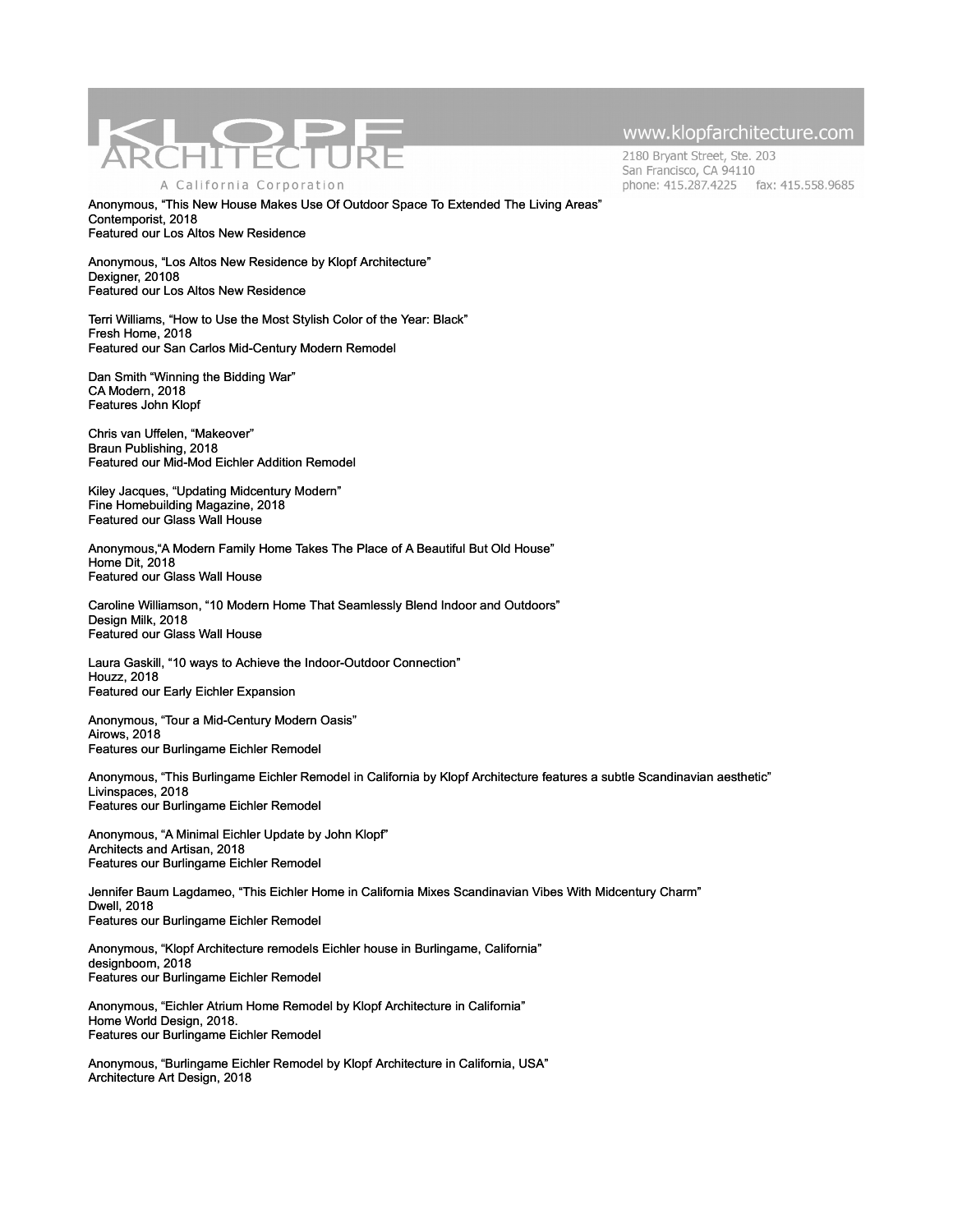Anonymous, "This New House Makes Use Of Outdoor Space To Extended The Living Areas"
Contemporist, 2018
Featured our Los Altos New Residence

Anonymous, "Los Altos New Residence by Klopf Architecture"
Dexigner, 20108
Featured our Los Altos New Residence

Terri Williams, "How to Use the Most Stylish Color of the Year: Black"
Fresh Home, 2018
Featured our San Carlos Mid-Century Modern Remodel

Dan Smith "Winning the Bidding War"
CA Modern, 2018
Features John Klopf

Chris van Uffelen, "Makeover"
Braun Publishing, 2018
Featured our Mid-Mod Eichler Addition Remodel

Kiley Jacques, "Updating Midcentury Modern"
Fine Homebuilding Magazine, 2018
Featured our Glass Wall House

Anonymous,"A Modern Family Home Takes The Place of A Beautiful But Old House"
Home Dit, 2018
Featured our Glass Wall House

Caroline Williamson, "10 Modern Home That Seamlessly Blend Indoor and Outdoors"
Design Milk, 2018
Featured our Glass Wall House

Laura Gaskill, "10 ways to Achieve the Indoor-Outdoor Connection"
Houzz, 2018
Featured our Early Eichler Expansion

Anonymous, "Tour a Mid-Century Modern Oasis"
Airows, 2018
Features our Burlingame Eichler Remodel

Anonymous, "This Burlingame Eichler Remodel in California by Klopf Architecture features a subtle Scandinavian aesthetic"
Livinspaces, 2018
Features our Burlingame Eichler Remodel

Anonymous, "A Minimal Eichler Update by John Klopf"
Architects and Artisan, 2018
Features our Burlingame Eichler Remodel

Jennifer Baum Lagdameo, "This Eichler Home in California Mixes Scandinavian Vibes With Midcentury Charm"
Dwell, 2018
Features our Burlingame Eichler Remodel

Anonymous, "Klopf Architecture remodels Eichler house in Burlingame, California"
designboom, 2018
Features our Burlingame Eichler Remodel

Anonymous, "Eichler Atrium Home Remodel by Klopf Architecture in California"
Home World Design, 2018.
Features our Burlingame Eichler Remodel

Anonymous, "Burlingame Eichler Remodel by Klopf Architecture in California, USA"
Architecture Art Design, 2018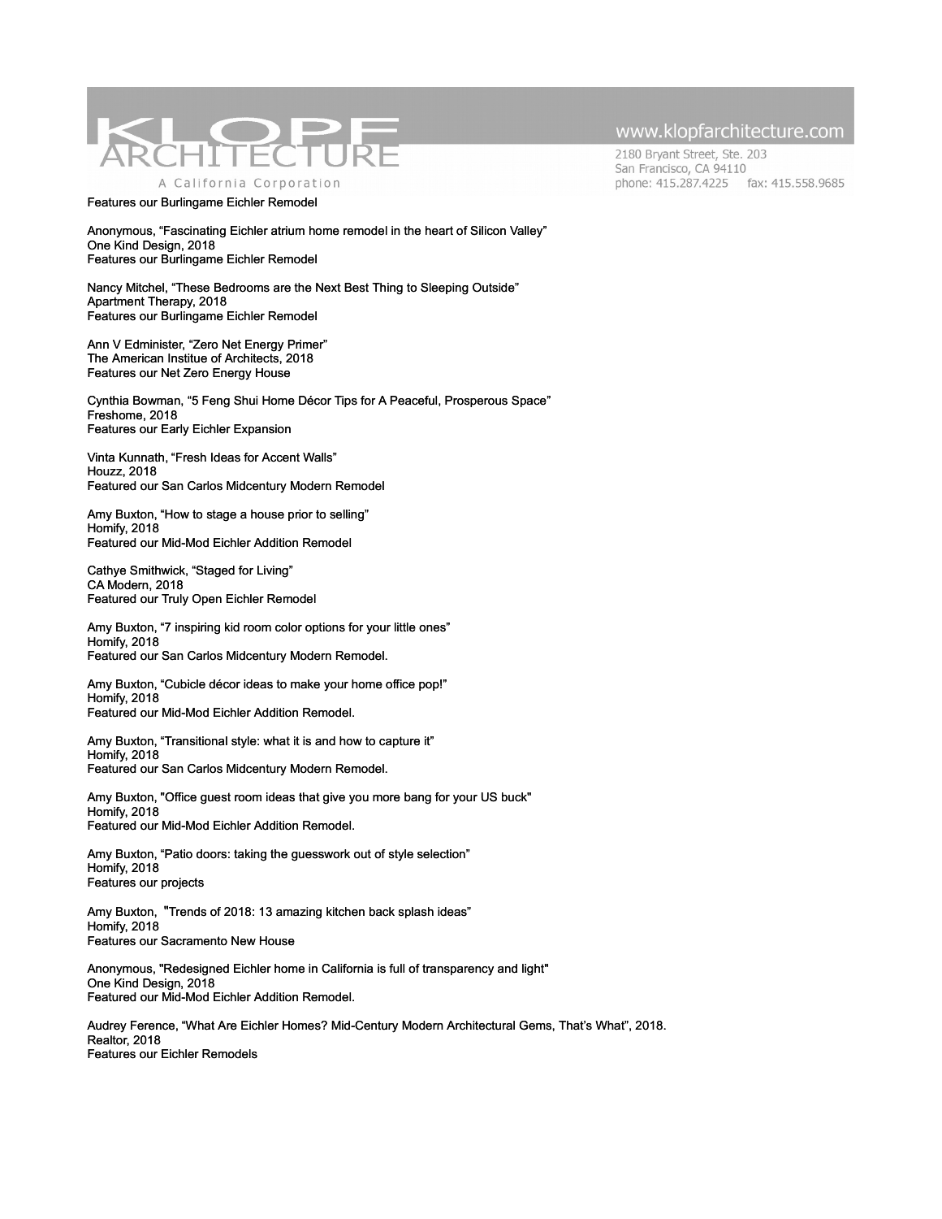Features our Burlingame Eichler Remodel

Anonymous, “Fascinating Eichler atrium home remodel in the heart of Silicon Valley”
One Kind Design, 2018
Features our Burlingame Eichler Remodel

Nancy Mitchel, “These Bedrooms are the Next Best Thing to Sleeping Outside”
Apartment Therapy, 2018
Features our Burlingame Eichler Remodel

Ann V Edminister, “Zero Net Energy Primer”
The American Institue of Architects, 2018
Features our Net Zero Energy House

Cynthia Bowman, “5 Feng Shui Home Décor Tips for A Peaceful, Prosperous Space”
Freshome, 2018
Features our Early Eichler Expansion

Vinta Kunnath, “Fresh Ideas for Accent Walls”
Houzz, 2018
Featured our San Carlos Midcentury Modern Remodel

Amy Buxton, “How to stage a house prior to selling”
Homify, 2018
Featured our Mid-Mod Eichler Addition Remodel

Cathye Smithwick, “Staged for Living”
CA Modern, 2018
Featured our Truly Open Eichler Remodel

Amy Buxton, “7 inspiring kid room color options for your little ones”
Homify, 2018
Featured our San Carlos Midcentury Modern Remodel.

Amy Buxton, “Cubicle décor ideas to make your home office pop!”
Homify, 2018
Featured our Mid-Mod Eichler Addition Remodel.

Amy Buxton, “Transitional style: what it is and how to capture it”
Homify, 2018
Featured our San Carlos Midcentury Modern Remodel.

Amy Buxton, "Office guest room ideas that give you more bang for your US buck"
Homify, 2018
Featured our Mid-Mod Eichler Addition Remodel.

Amy Buxton, “Patio doors: taking the guesswork out of style selection”
Homify, 2018
Features our projects

Amy Buxton, "Trends of 2018: 13 amazing kitchen back splash ideas”
Homify, 2018
Features our Sacramento New House

Anonymous, "Redesigned Eichler home in California is full of transparency and light"
One Kind Design, 2018
Featured our Mid-Mod Eichler Addition Remodel.

Audrey Ference, “What Are Eichler Homes? Mid-Century Modern Architectural Gems, That’s What”, 2018.
Realtor, 2018
Features our Eichler Remodels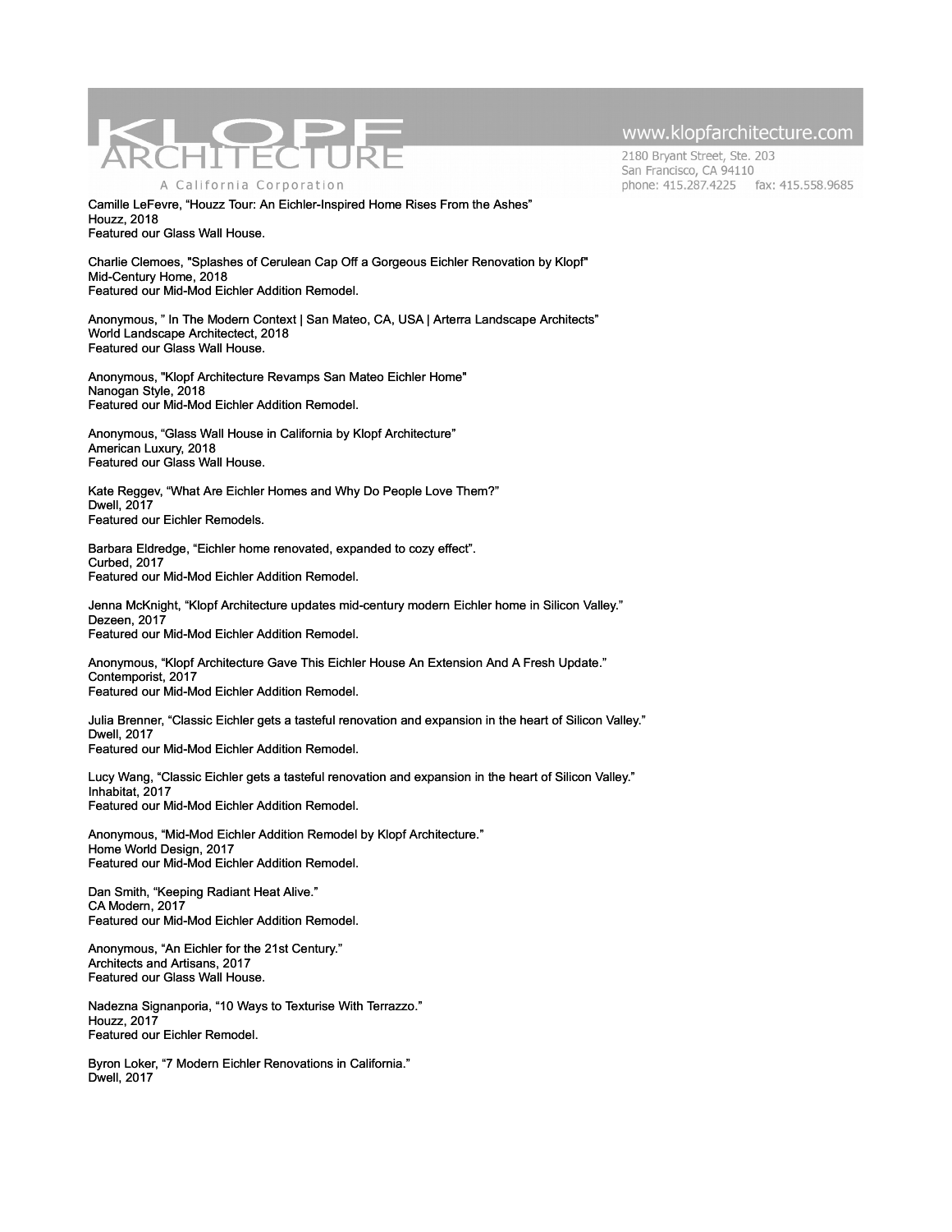Camille LeFevre, “Houzz Tour: An Eichler-Inspired Home Rises From the Ashes”
Houzz, 2018
Featured our Glass Wall House.

Charlie Clemoes, "Splashes of Cerulean Cap Off a Gorgeous Eichler Renovation by Klopf"
Mid-Century Home, 2018
Featured our Mid-Mod Eichler Addition Remodel.

Anonymous, ” In The Modern Context | San Mateo, CA, USA | Arterra Landscape Architects”
World Landscape Architectect, 2018
Featured our Glass Wall House.

Anonymous, "Klopf Architecture Revamps San Mateo Eichler Home"
Nanogan Style, 2018
Featured our Mid-Mod Eichler Addition Remodel.

Anonymous, “Glass Wall House in California by Klopf Architecture”
American Luxury, 2018
Featured our Glass Wall House.

Kate Reggev, “What Are Eichler Homes and Why Do People Love Them?”
Dwell, 2017
Featured our Eichler Remodels.

Barbara Eldredge, “Eichler home renovated, expanded to cozy effect”.
Curbed, 2017
Featured our Mid-Mod Eichler Addition Remodel.

Jenna McKnight, “Klopf Architecture updates mid-century modern Eichler home in Silicon Valley.”
Dezeen, 2017
Featured our Mid-Mod Eichler Addition Remodel.

Anonymous, “Klopf Architecture Gave This Eichler House An Extension And A Fresh Update.”
Contemporist, 2017
Featured our Mid-Mod Eichler Addition Remodel.

Julia Brenner, “Classic Eichler gets a tasteful renovation and expansion in the heart of Silicon Valley.”
Dwell, 2017
Featured our Mid-Mod Eichler Addition Remodel.

Lucy Wang, “Classic Eichler gets a tasteful renovation and expansion in the heart of Silicon Valley.”
Inhabitat, 2017
Featured our Mid-Mod Eichler Addition Remodel.

Anonymous, “Mid-Mod Eichler Addition Remodel by Klopf Architecture.”
Home World Design, 2017
Featured our Mid-Mod Eichler Addition Remodel.

Dan Smith, “Keeping Radiant Heat Alive.”
CA Modern, 2017
Featured our Mid-Mod Eichler Addition Remodel.

Anonymous, “An Eichler for the 21st Century.”
Architects and Artisans, 2017
Featured our Glass Wall House.

Nadezna Signanporia, “10 Ways to Texturise With Terrazzo.”
Houzz, 2017
Featured our Eichler Remodel.

Byron Loker, “7 Modern Eichler Renovations in California.”
Dwell, 2017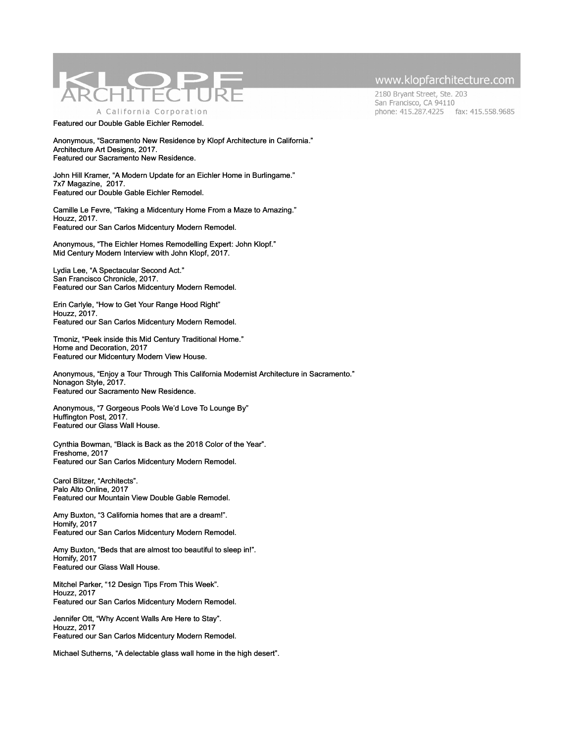Featured our Double Gable Eichler Remodel.

Anonymous, “Sacramento New Residence by Klopf Architecture in California.”
Architecture Art Designs, 2017.
Featured our Sacramento New Residence.

John Hill Kramer, “A Modern Update for an Eichler Home in Burlingame.”
7x7 Magazine, 2017.
Featured our Double Gable Eichler Remodel.

Camille Le Fevre, “Taking a Midcentury Home From a Maze to Amazing.”
Houzz, 2017.
Featured our San Carlos Midcentury Modern Remodel.

Anonymous, “The Eichler Homes Remodelling Expert: John Klopf.”
Mid Century Modern Interview with John Klopf, 2017.

Lydia Lee, “A Spectacular Second Act.”
San Francisco Chronicle, 2017.
Featured our San Carlos Midcentury Modern Remodel.

Erin Carlyle, “How to Get Your Range Hood Right”
Houzz, 2017.
Featured our San Carlos Midcentury Modern Remodel.

Tmoniz, “Peek inside this Mid Century Traditional Home.”
Home and Decoration, 2017
Featured our Midcentury Modern View House.

Anonymous, “Enjoy a Tour Through This California Modernist Architecture in Sacramento.”
Nonagon Style, 2017.
Featured our Sacramento New Residence.

Anonymous, “7 Gorgeous Pools We’d Love To Lounge By”
Huffington Post, 2017.
Featured our Glass Wall House.

Cynthia Bowman, “Black is Back as the 2018 Color of the Year”.
Freshome, 2017
Featured our San Carlos Midcentury Modern Remodel.

Carol Blitzer, “Architects”.
Palo Alto Online, 2017
Featured our Mountain View Double Gable Remodel.

Amy Buxton, “3 California homes that are a dream!”.
Homify, 2017
Featured our San Carlos Midcentury Modern Remodel.

Amy Buxton, “Beds that are almost too beautiful to sleep in!”.
Homify, 2017
Featured our Glass Wall House.

Mitchel Parker, “12 Design Tips From This Week”.
Houzz, 2017
Featured our San Carlos Midcentury Modern Remodel.

Jennifer Ott, “Why Accent Walls Are Here to Stay”.
Houzz, 2017
Featured our San Carlos Midcentury Modern Remodel.

Michael Sutherns, “A delectable glass wall home in the high desert”.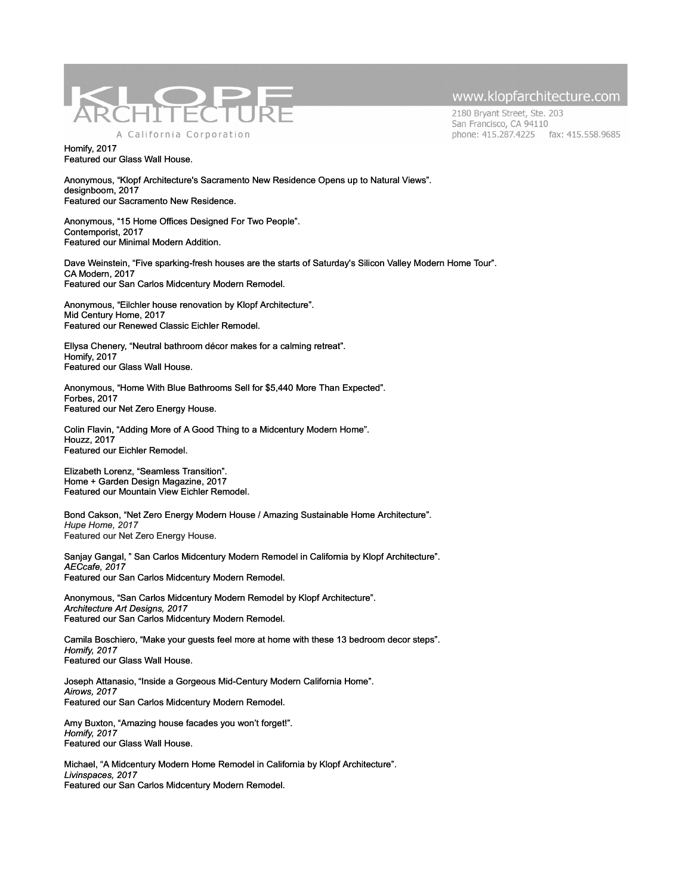Homify, 2017
Featured our Glass Wall House.

Anonymous, "Klopf Architecture's Sacramento New Residence Opens up to Natural Views".
designboom, 2017
Featured our Sacramento New Residence.

Anonymous, "15 Home Offices Designed For Two People".
Contemporist, 2017
Featured our Minimal Modern Addition.

Dave Weinstein, "Five sparking-fresh houses are the starts of Saturday's Silicon Valley Modern Home Tour".
CA Modern, 2017
Featured our San Carlos Midcentury Modern Remodel.

Anonymous, "Eilchler house renovation by Klopf Architecture".
Mid Century Home, 2017
Featured our Renewed Classic Eichler Remodel.

Ellysa Chenery, "Neutral bathroom décor makes for a calming retreat".
Homify, 2017
Featured our Glass Wall House.

Anonymous, "Home With Blue Bathrooms Sell for $5,440 More Than Expected".
Forbes, 2017
Featured our Net Zero Energy House.

Colin Flavin, "Adding More of A Good Thing to a Midcentury Modern Home".
Houzz, 2017
Featured our Eichler Remodel.

Elizabeth Lorenz, "Seamless Transition".
Home + Garden Design Magazine, 2017
Featured our Mountain View Eichler Remodel.

Bond Cakson, "Net Zero Energy Modern House / Amazing Sustainable Home Architecture".
*Hupe Home, 2017*
Featured our Net Zero Energy House.

Sanjay Gangal, " San Carlos Midcentury Modern Remodel in California by Klopf Architecture".
*AECcafe, 2017*
Featured our San Carlos Midcentury Modern Remodel.

Anonymous, "San Carlos Midcentury Modern Remodel by Klopf Architecture".
*Architecture Art Designs, 2017*
Featured our San Carlos Midcentury Modern Remodel.

Camila Boschiero, "Make your guests feel more at home with these 13 bedroom decor steps".
*Homify, 2017*
Featured our Glass Wall House.

Joseph Attanasio, "Inside a Gorgeous Mid-Century Modern California Home".
*Airows, 2017*
Featured our San Carlos Midcentury Modern Remodel.

Amy Buxton, "Amazing house facades you won't forget!".
*Homify, 2017*
Featured our Glass Wall House.

Michael, "A Midcentury Modern Home Remodel in California by Klopf Architecture".
*Livinspaces, 2017*
Featured our San Carlos Midcentury Modern Remodel.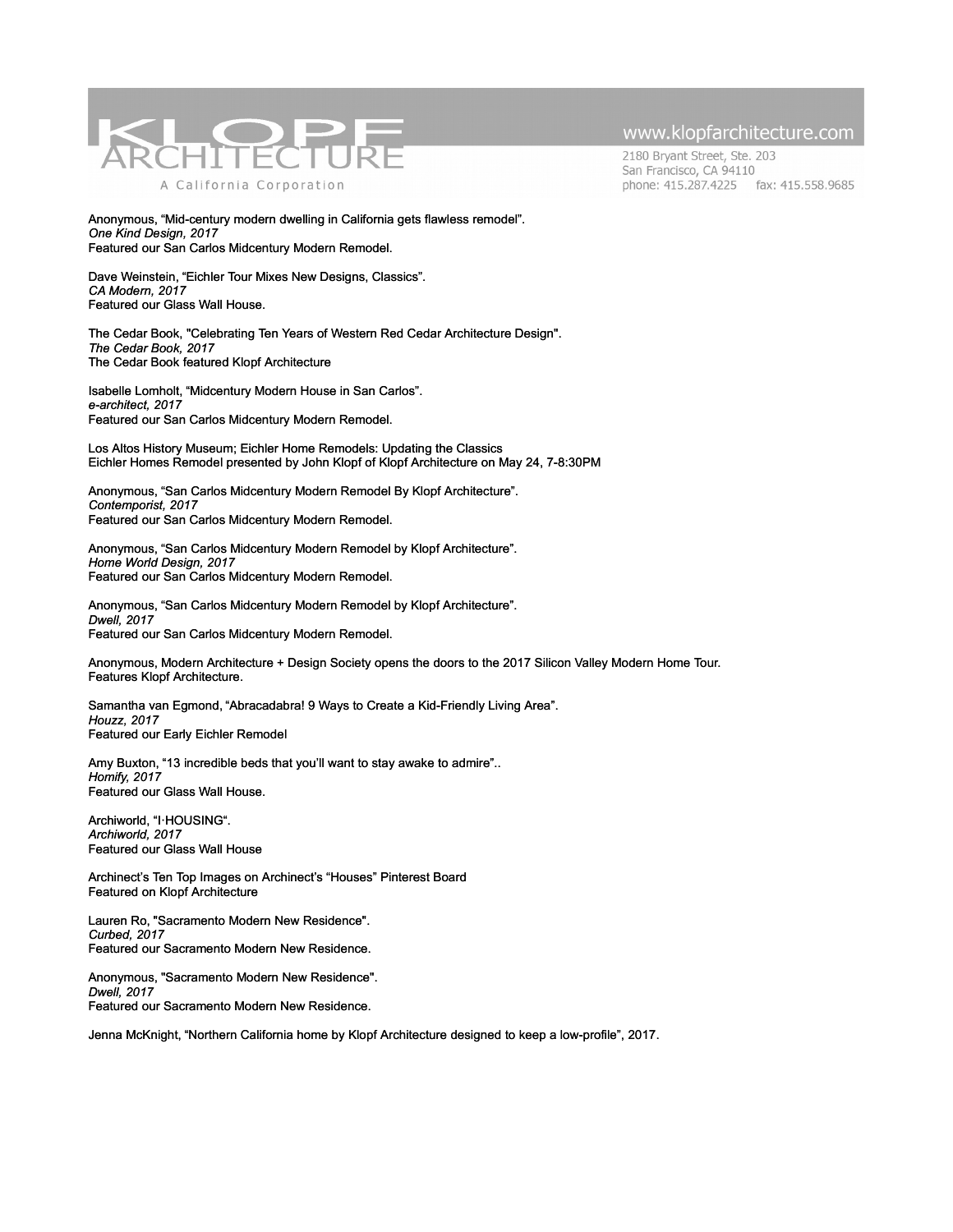Anonymous, "Mid-century modern dwelling in California gets flawless remodel".
*One Kind Design, 2017*
Featured our San Carlos Midcentury Modern Remodel.

Dave Weinstein, "Eichler Tour Mixes New Designs, Classics".
*CA Modern, 2017*
Featured our Glass Wall House.

The Cedar Book, "Celebrating Ten Years of Western Red Cedar Architecture Design".
*The Cedar Book, 2017*
The Cedar Book featured Klopf Architecture

Isabelle Lomholt, "Midcentury Modern House in San Carlos".
*e-architect, 2017*
Featured our San Carlos Midcentury Modern Remodel.

Los Altos History Museum; Eichler Home Remodels: Updating the Classics
Eichler Homes Remodel presented by John Klopf of Klopf Architecture on May 24, 7-8:30PM

Anonymous, "San Carlos Midcentury Modern Remodel By Klopf Architecture".
*Contemporist, 2017*
Featured our San Carlos Midcentury Modern Remodel.

Anonymous, "San Carlos Midcentury Modern Remodel by Klopf Architecture".
*Home World Design, 2017*
Featured our San Carlos Midcentury Modern Remodel.

Anonymous, "San Carlos Midcentury Modern Remodel by Klopf Architecture".
*Dwell, 2017*
Featured our San Carlos Midcentury Modern Remodel.

Anonymous, Modern Architecture + Design Society opens the doors to the 2017 Silicon Valley Modern Home Tour.
Features Klopf Architecture.

Samantha van Egmond, "Abracadabra! 9 Ways to Create a Kid-Friendly Living Area".
*Houzz, 2017*
Featured our Early Eichler Remodel

Amy Buxton, "13 incredible beds that you'll want to stay awake to admire"..
*Homify, 2017*
Featured our Glass Wall House.

Archiworld, "I·HOUSING".
*Archiworld, 2017*
Featured our Glass Wall House

Archinect's Ten Top Images on Archinect's "Houses" Pinterest Board
Featured on Klopf Architecture

Lauren Ro, "Sacramento Modern New Residence".
*Curbed, 2017*
Featured our Sacramento Modern New Residence.

Anonymous, "Sacramento Modern New Residence".
*Dwell, 2017*
Featured our Sacramento Modern New Residence.

Jenna McKnight, "Northern California home by Klopf Architecture designed to keep a low-profile", 2017.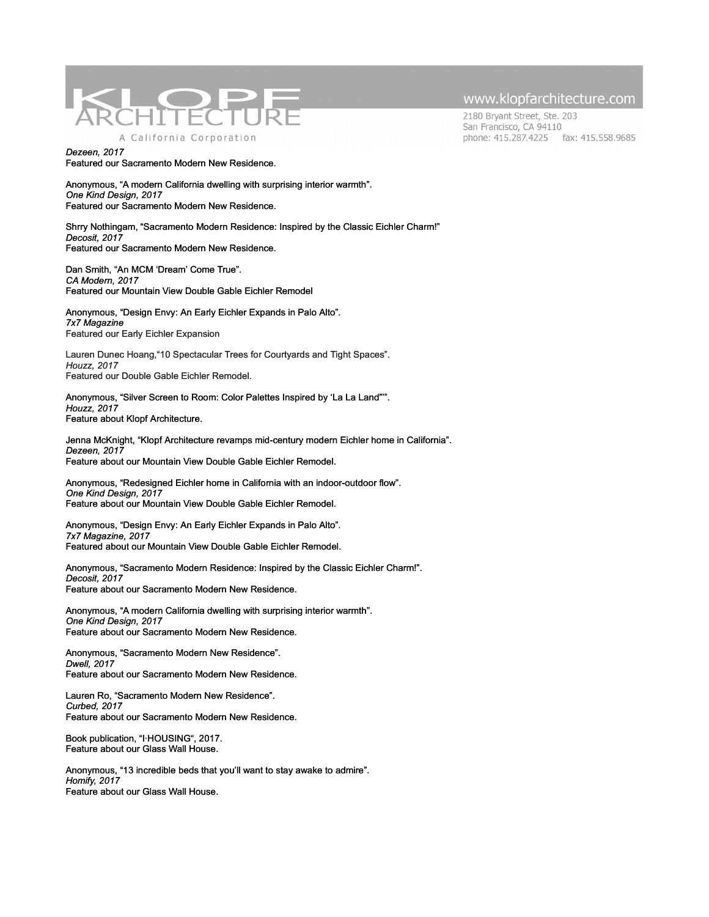*Dezeen, 2017*
Featured our Sacramento Modern New Residence.

Anonymous, "A modern California dwelling with surprising interior warmth".
*One Kind Design, 2017*
Featured our Sacramento Modern New Residence.

Shrry Nothingam, "Sacramento Modern Residence: Inspired by the Classic Eichler Charm!"
*Decosit, 2017*
Featured our Sacramento Modern New Residence.

Dan Smith, "An MCM 'Dream' Come True".
*CA Modern, 2017*
Featured our Mountain View Double Gable Eichler Remodel

Anonymous, "Design Envy: An Early Eichler Expands in Palo Alto".
*7x7 Magazine*
Featured our Early Eichler Expansion

Lauren Dunec Hoang,"10 Spectacular Trees for Courtyards and Tight Spaces".
*Houzz, 2017*
Featured our Double Gable Eichler Remodel.

Anonymous, "Silver Screen to Room: Color Palettes Inspired by 'La La Land"".
*Houzz, 2017*
Feature about Klopf Architecture.

Jenna McKnight, "Klopf Architecture revamps mid-century modern Eichler home in California".
*Dezeen, 2017*
Feature about our Mountain View Double Gable Eichler Remodel.

Anonymous, "Redesigned Eichler home in California with an indoor-outdoor flow".
*One Kind Design, 2017*
Feature about our Mountain View Double Gable Eichler Remodel.

Anonymous, "Design Envy: An Early Eichler Expands in Palo Alto".
*7x7 Magazine, 2017*
Featured about our Mountain View Double Gable Eichler Remodel.

Anonymous, "Sacramento Modern Residence: Inspired by the Classic Eichler Charm!".
*Decosit, 2017*
Feature about our Sacramento Modern New Residence.

Anonymous, "A modern California dwelling with surprising interior warmth".
*One Kind Design, 2017*
Feature about our Sacramento Modern New Residence.

Anonymous, "Sacramento Modern New Residence".
*Dwell, 2017*
Feature about our Sacramento Modern New Residence.

Lauren Ro, "Sacramento Modern New Residence".
*Curbed, 2017*
Feature about our Sacramento Modern New Residence.

Book publication, "I·HOUSING", 2017.
Feature about our Glass Wall House.

Anonymous, "13 incredible beds that you'll want to stay awake to admire".
*Homify, 2017*
Feature about our Glass Wall House.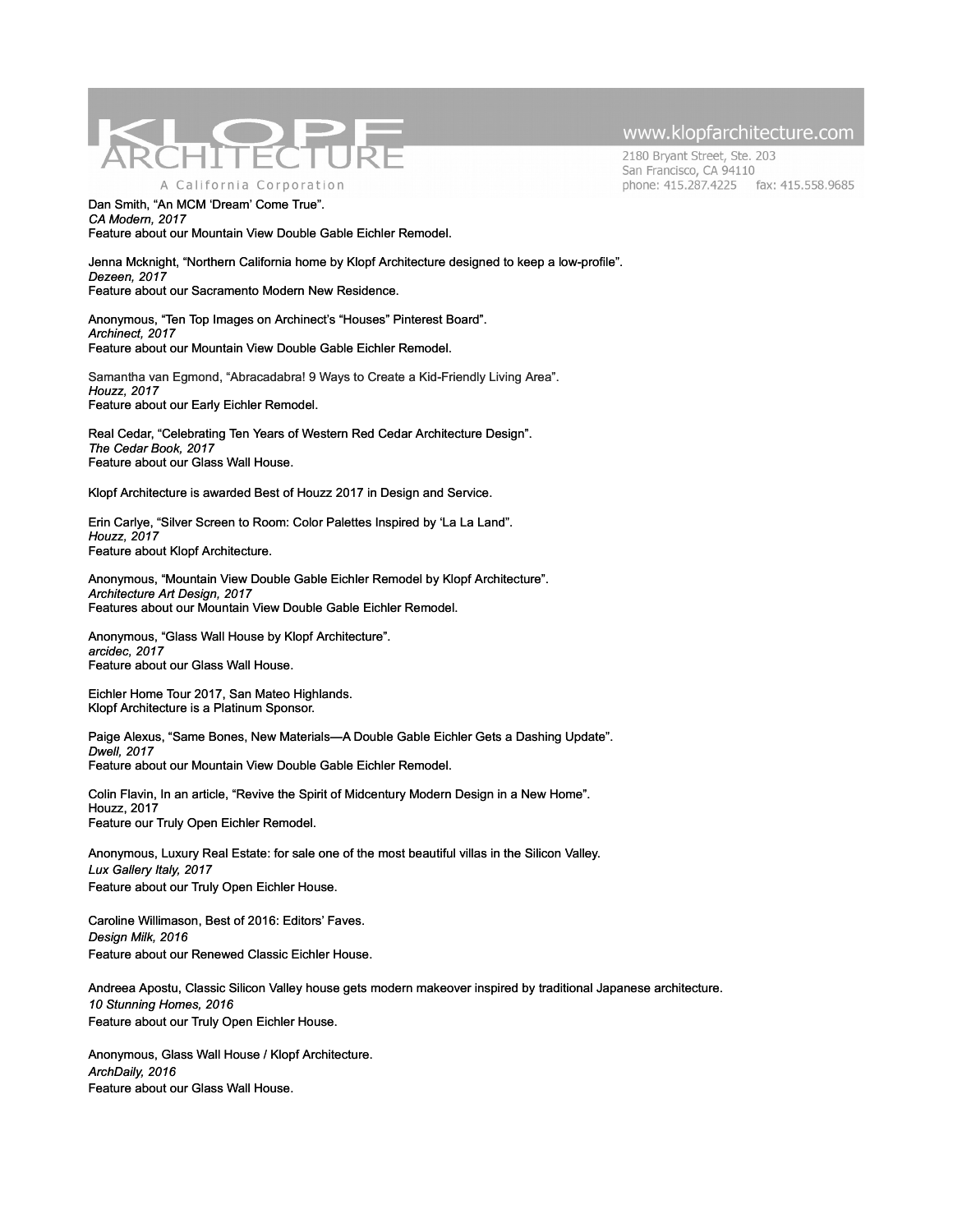Dan Smith, “An MCM ‘Dream’ Come True”.
*CA Modern, 2017*
Feature about our Mountain View Double Gable Eichler Remodel.

Jenna Mcknight, “Northern California home by Klopf Architecture designed to keep a low-profile”.
*Dezeen, 2017*
Feature about our Sacramento Modern New Residence.

Anonymous, “Ten Top Images on Archinect’s “Houses” Pinterest Board”.
*Archinect, 2017*
Feature about our Mountain View Double Gable Eichler Remodel.

Samantha van Egmond, “Abracadabra! 9 Ways to Create a Kid-Friendly Living Area”.
*Houzz, 2017*
Feature about our Early Eichler Remodel.

Real Cedar, “Celebrating Ten Years of Western Red Cedar Architecture Design”.
*The Cedar Book, 2017*
Feature about our Glass Wall House.

Klopf Architecture is awarded Best of Houzz 2017 in Design and Service.

Erin Carlye, “Silver Screen to Room: Color Palettes Inspired by ‘La La Land”.
*Houzz, 2017*
Feature about Klopf Architecture.

Anonymous, “Mountain View Double Gable Eichler Remodel by Klopf Architecture”.
*Architecture Art Design, 2017*
Features about our Mountain View Double Gable Eichler Remodel.

Anonymous, “Glass Wall House by Klopf Architecture”.
*arcidec, 2017*
Feature about our Glass Wall House.

Eichler Home Tour 2017, San Mateo Highlands.
Klopf Architecture is a Platinum Sponsor.

Paige Alexus, “Same Bones, New Materials—A Double Gable Eichler Gets a Dashing Update”.
*Dwell, 2017*
Feature about our Mountain View Double Gable Eichler Remodel.

Colin Flavin, In an article, “Revive the Spirit of Midcentury Modern Design in a New Home”.
Houzz, 2017
Feature our Truly Open Eichler Remodel.

Anonymous, Luxury Real Estate: for sale one of the most beautiful villas in the Silicon Valley.
*Lux Gallery Italy, 2017*
Feature about our Truly Open Eichler House.

Caroline Willimason, Best of 2016: Editors’ Faves.
*Design Milk, 2016*
Feature about our Renewed Classic Eichler House.

Andreea Apostu, Classic Silicon Valley house gets modern makeover inspired by traditional Japanese architecture.
*10 Stunning Homes, 2016*
Feature about our Truly Open Eichler House.

Anonymous, Glass Wall House / Klopf Architecture.
*ArchDaily, 2016*
Feature about our Glass Wall House.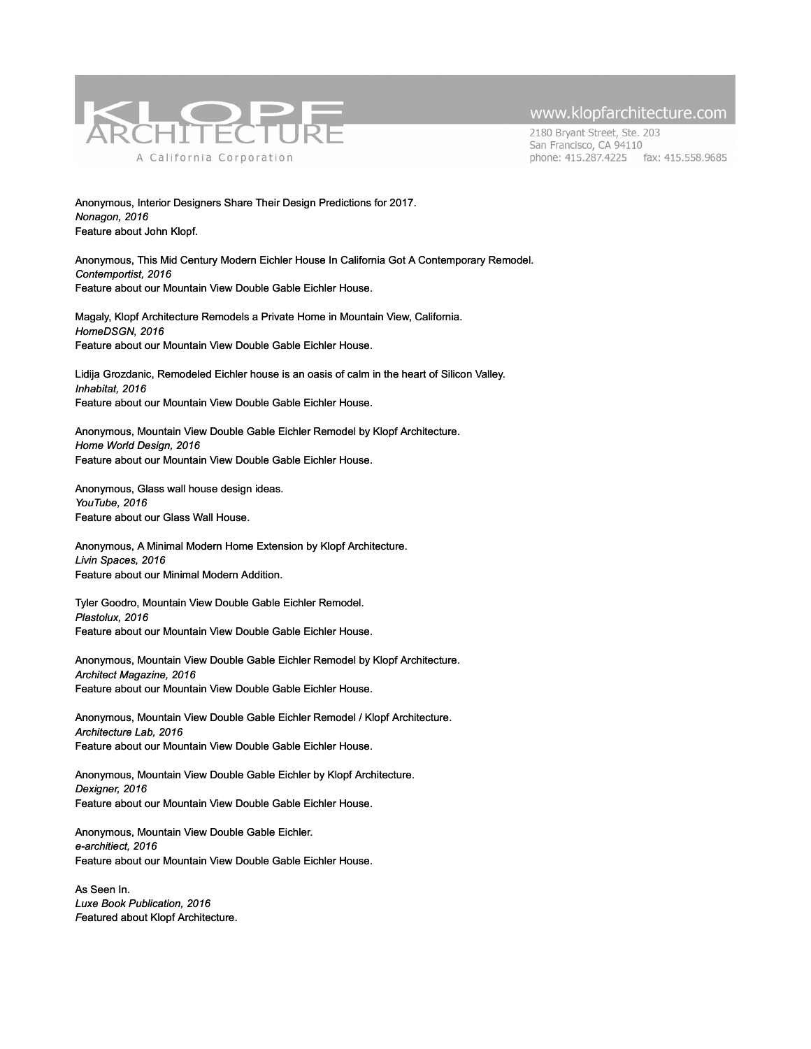Anonymous, Interior Designers Share Their Design Predictions for 2017.
*Nonagon, 2016*
Feature about John Klopf.

Anonymous, This Mid Century Modern Eichler House In California Got A Contemporary Remodel.
*Contemportist, 2016*
Feature about our Mountain View Double Gable Eichler House.

Magaly, Klopf Architecture Remodels a Private Home in Mountain View, California.
*HomeDSGN, 2016*
Feature about our Mountain View Double Gable Eichler House.

Lidija Grozdanic, Remodeled Eichler house is an oasis of calm in the heart of Silicon Valley.
*Inhabitat, 2016*
Feature about our Mountain View Double Gable Eichler House.

Anonymous, Mountain View Double Gable Eichler Remodel by Klopf Architecture.
*Home World Design, 2016*
Feature about our Mountain View Double Gable Eichler House.

Anonymous, Glass wall house design ideas.
*YouTube, 2016*
Feature about our Glass Wall House.

Anonymous, A Minimal Modern Home Extension by Klopf Architecture.
*Livin Spaces, 2016*
Feature about our Minimal Modern Addition.

Tyler Goodro, Mountain View Double Gable Eichler Remodel.
*Plastolux, 2016*
Feature about our Mountain View Double Gable Eichler House.

Anonymous, Mountain View Double Gable Eichler Remodel by Klopf Architecture.
*Architect Magazine, 2016*
Feature about our Mountain View Double Gable Eichler House.

Anonymous, Mountain View Double Gable Eichler Remodel / Klopf Architecture.
*Architecture Lab, 2016*
Feature about our Mountain View Double Gable Eichler House.

Anonymous, Mountain View Double Gable Eichler by Klopf Architecture.
*Dexigner, 2016*
Feature about our Mountain View Double Gable Eichler House.

Anonymous, Mountain View Double Gable Eichler.
*e-architiect, 2016*
Feature about our Mountain View Double Gable Eichler House.

As Seen In.
*Luxe Book Publication, 2016*
*F*eatured about Klopf Architecture.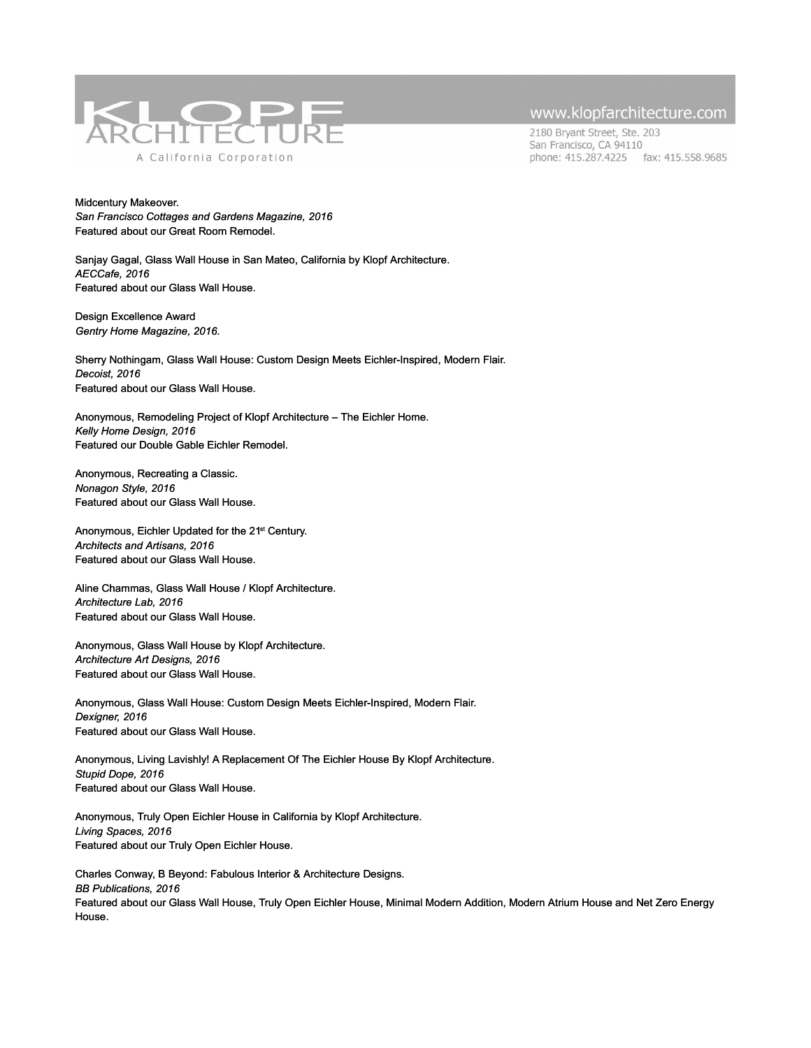Midcentury Makeover.
*San Francisco Cottages and Gardens Magazine, 2016*
Featured about our Great Room Remodel.

Sanjay Gagal, Glass Wall House in San Mateo, California by Klopf Architecture.
*AECCafe, 2016*
Featured about our Glass Wall House.

Design Excellence Award
*Gentry Home Magazine, 2016.*

Sherry Nothingam, Glass Wall House: Custom Design Meets Eichler-Inspired, Modern Flair.
*Decoist, 2016*
Featured about our Glass Wall House.

Anonymous, Remodeling Project of Klopf Architecture – The Eichler Home.
*Kelly Home Design, 2016*
Featured our Double Gable Eichler Remodel.

Anonymous, Recreating a Classic.
*Nonagon Style, 2016*
Featured about our Glass Wall House.

Anonymous, Eichler Updated for the 21st Century.
*Architects and Artisans, 2016*
Featured about our Glass Wall House.

Aline Chammas, Glass Wall House / Klopf Architecture.
*Architecture Lab, 2016*
Featured about our Glass Wall House.

Anonymous, Glass Wall House by Klopf Architecture.
*Architecture Art Designs, 2016*
Featured about our Glass Wall House.

Anonymous, Glass Wall House: Custom Design Meets Eichler-Inspired, Modern Flair.
*Dexigner, 2016*
Featured about our Glass Wall House.

Anonymous, Living Lavishly! A Replacement Of The Eichler House By Klopf Architecture.
*Stupid Dope, 2016*
Featured about our Glass Wall House.

Anonymous, Truly Open Eichler House in California by Klopf Architecture.
*Living Spaces, 2016*
Featured about our Truly Open Eichler House.

Charles Conway, B Beyond: Fabulous Interior & Architecture Designs.
*BB Publications, 2016*
Featured about our Glass Wall House, Truly Open Eichler House, Minimal Modern Addition, Modern Atrium House and Net Zero Energy House.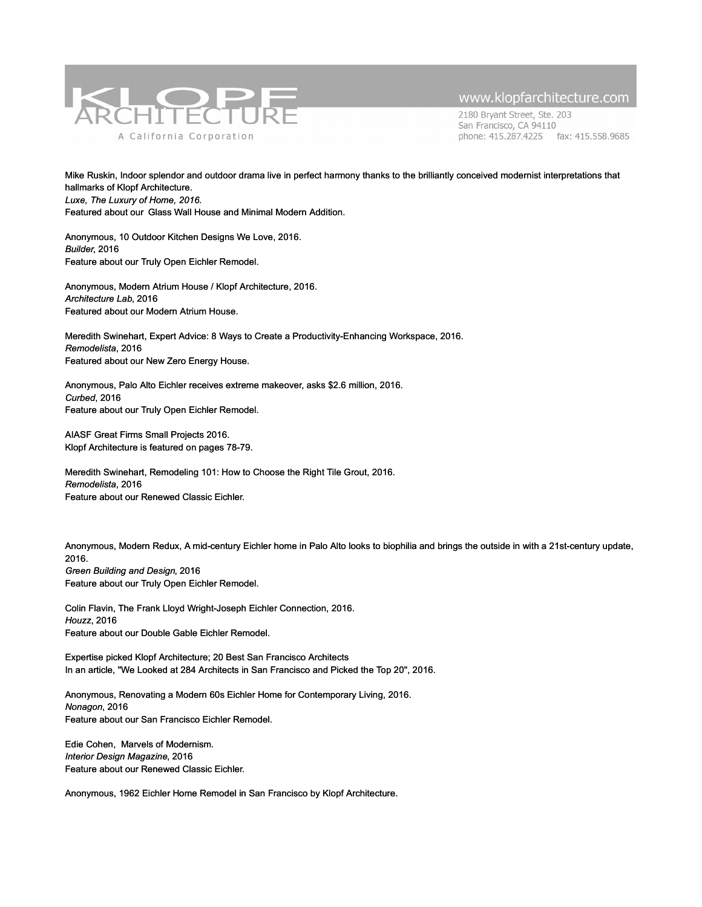Mike Ruskin, Indoor splendor and outdoor drama live in perfect harmony thanks to the brilliantly conceived modernist interpretations that hallmarks of Klopf Architecture.
*Luxe, The Luxury of Home, 2016.*
Featured about our Glass Wall House and Minimal Modern Addition.

Anonymous, 10 Outdoor Kitchen Designs We Love, 2016.
*Builder*, 2016
Feature about our Truly Open Eichler Remodel.

Anonymous, Modern Atrium House / Klopf Architecture, 2016.
*Architecture Lab*, 2016
Featured about our Modern Atrium House.

Meredith Swinehart, Expert Advice: 8 Ways to Create a Productivity-Enhancing Workspace, 2016.
*Remodelista*, 2016
Featured about our New Zero Energy House.

Anonymous, Palo Alto Eichler receives extreme makeover, asks $2.6 million, 2016.
*Curbed*, 2016
Feature about our Truly Open Eichler Remodel.

AIASF Great Firms Small Projects 2016.
Klopf Architecture is featured on pages 78-79.

Meredith Swinehart, Remodeling 101: How to Choose the Right Tile Grout, 2016.
*Remodelista*, 2016
Feature about our Renewed Classic Eichler.

Anonymous, Modern Redux, A mid-century Eichler home in Palo Alto looks to biophilia and brings the outside in with a 21st-century update, 2016.
*Green Building and Design*, 2016
Feature about our Truly Open Eichler Remodel.

Colin Flavin, The Frank Lloyd Wright-Joseph Eichler Connection, 2016.
*Houzz*, 2016
Feature about our Double Gable Eichler Remodel.

Expertise picked Klopf Architecture; 20 Best San Francisco Architects
In an article, "We Looked at 284 Architects in San Francisco and Picked the Top 20", 2016.

Anonymous, Renovating a Modern 60s Eichler Home for Contemporary Living, 2016.
*Nonagon*, 2016
Feature about our San Francisco Eichler Remodel.

Edie Cohen, Marvels of Modernism.
*Interior Design Magazine*, 2016
Feature about our Renewed Classic Eichler.

Anonymous, 1962 Eichler Home Remodel in San Francisco by Klopf Architecture.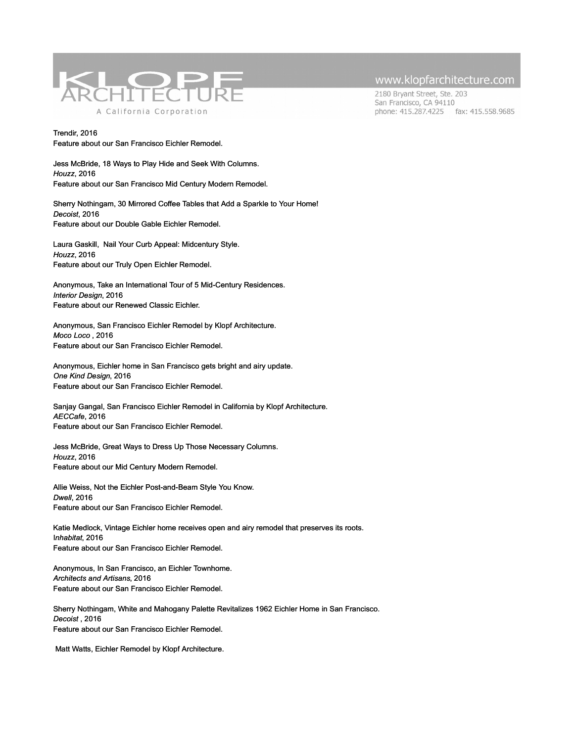Trendir, 2016
Feature about our San Francisco Eichler Remodel.

Jess McBride, 18 Ways to Play Hide and Seek With Columns.
*Houzz*, 2016
Feature about our San Francisco Mid Century Modern Remodel.

Sherry Nothingam, 30 Mirrored Coffee Tables that Add a Sparkle to Your Home!
*Decoist*, 2016
Feature about our Double Gable Eichler Remodel.

Laura Gaskill, Nail Your Curb Appeal: Midcentury Style.
*Houzz*, 2016
Feature about our Truly Open Eichler Remodel.

Anonymous, Take an International Tour of 5 Mid-Century Residences.
*Interior Design*, 2016
Feature about our Renewed Classic Eichler.

Anonymous, San Francisco Eichler Remodel by Klopf Architecture.
*Moco Loco* , 2016
Feature about our San Francisco Eichler Remodel.

Anonymous, Eichler home in San Francisco gets bright and airy update.
*One Kind Design*, 2016
Feature about our San Francisco Eichler Remodel.

Sanjay Gangal, San Francisco Eichler Remodel in California by Klopf Architecture.
*AECCafe*, 2016
Feature about our San Francisco Eichler Remodel.

Jess McBride, Great Ways to Dress Up Those Necessary Columns.
*Houzz*, 2016
Feature about our Mid Century Modern Remodel.

Allie Weiss, Not the Eichler Post-and-Beam Style You Know.
*Dwell*, 2016
Feature about our San Francisco Eichler Remodel.

Katie Medlock, Vintage Eichler home receives open and airy remodel that preserves its roots.
I*nhabitat*, 2016
Feature about our San Francisco Eichler Remodel.

Anonymous, In San Francisco, an Eichler Townhome.
*Architects and Artisans*, 2016
Feature about our San Francisco Eichler Remodel.

Sherry Nothingam, White and Mahogany Palette Revitalizes 1962 Eichler Home in San Francisco.
*Decoist* , 2016
Feature about our San Francisco Eichler Remodel.

Matt Watts, Eichler Remodel by Klopf Architecture.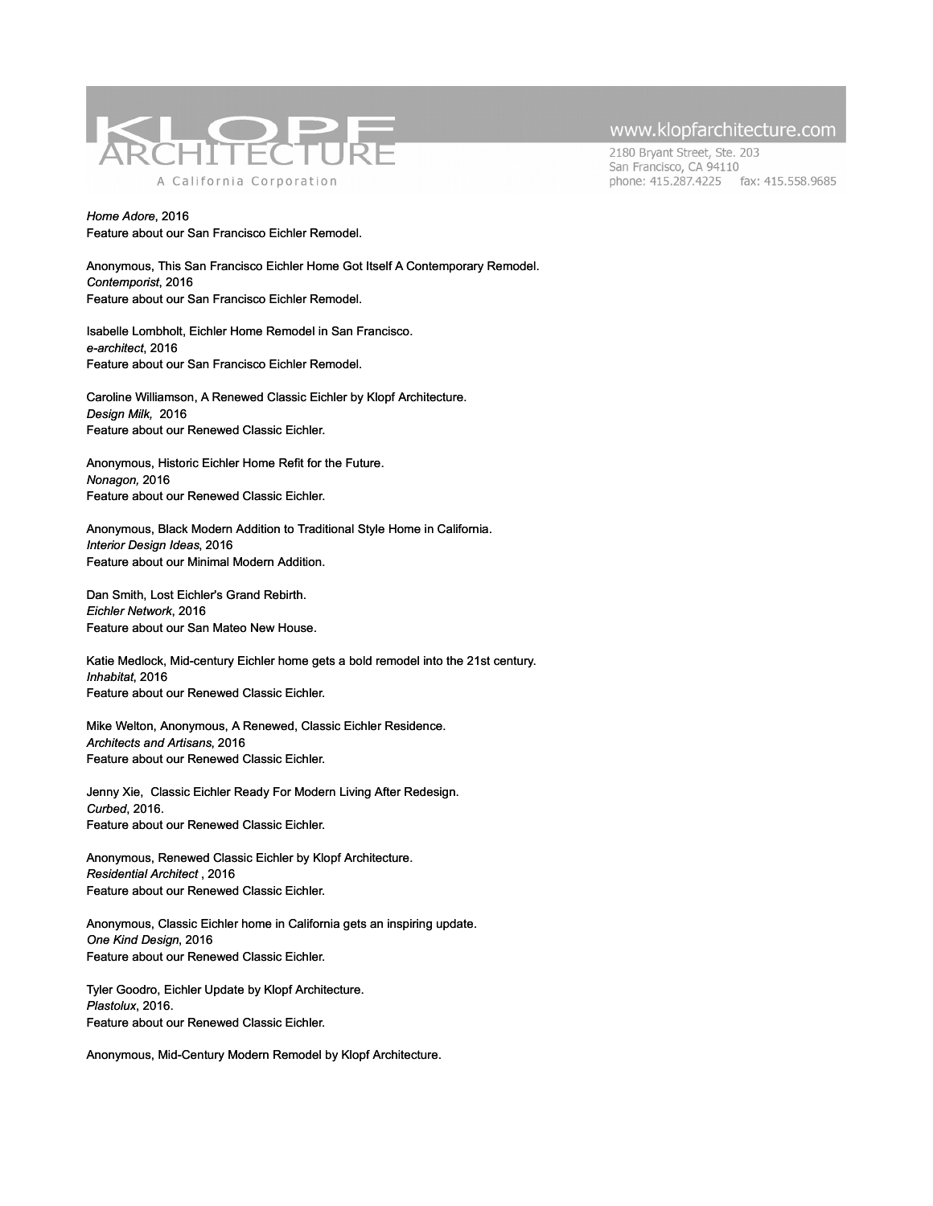*Home Adore*, 2016
Feature about our San Francisco Eichler Remodel.

Anonymous, This San Francisco Eichler Home Got Itself A Contemporary Remodel.
*Contemporist*, 2016
Feature about our San Francisco Eichler Remodel.

Isabelle Lombholt, Eichler Home Remodel in San Francisco.
*e-architect*, 2016
Feature about our San Francisco Eichler Remodel.

Caroline Williamson, A Renewed Classic Eichler by Klopf Architecture.
*Design Milk,* 2016
Feature about our Renewed Classic Eichler.

Anonymous, Historic Eichler Home Refit for the Future.
*Nonagon,* 2016
Feature about our Renewed Classic Eichler.

Anonymous, Black Modern Addition to Traditional Style Home in California.
*Interior Design Ideas*, 2016
Feature about our Minimal Modern Addition.

Dan Smith, Lost Eichler's Grand Rebirth.
*Eichler Network*, 2016
Feature about our San Mateo New House.

Katie Medlock, Mid-century Eichler home gets a bold remodel into the 21st century.
*Inhabitat*, 2016
Feature about our Renewed Classic Eichler.

Mike Welton, Anonymous, A Renewed, Classic Eichler Residence.
*Architects and Artisans*, 2016
Feature about our Renewed Classic Eichler.

Jenny Xie, Classic Eichler Ready For Modern Living After Redesign.
*Curbed*, 2016.
Feature about our Renewed Classic Eichler.

Anonymous, Renewed Classic Eichler by Klopf Architecture.
*Residential Architect* , 2016
Feature about our Renewed Classic Eichler.

Anonymous, Classic Eichler home in California gets an inspiring update.
*One Kind Design*, 2016
Feature about our Renewed Classic Eichler.

Tyler Goodro, Eichler Update by Klopf Architecture.
*Plastolux*, 2016.
Feature about our Renewed Classic Eichler.

Anonymous, Mid-Century Modern Remodel by Klopf Architecture.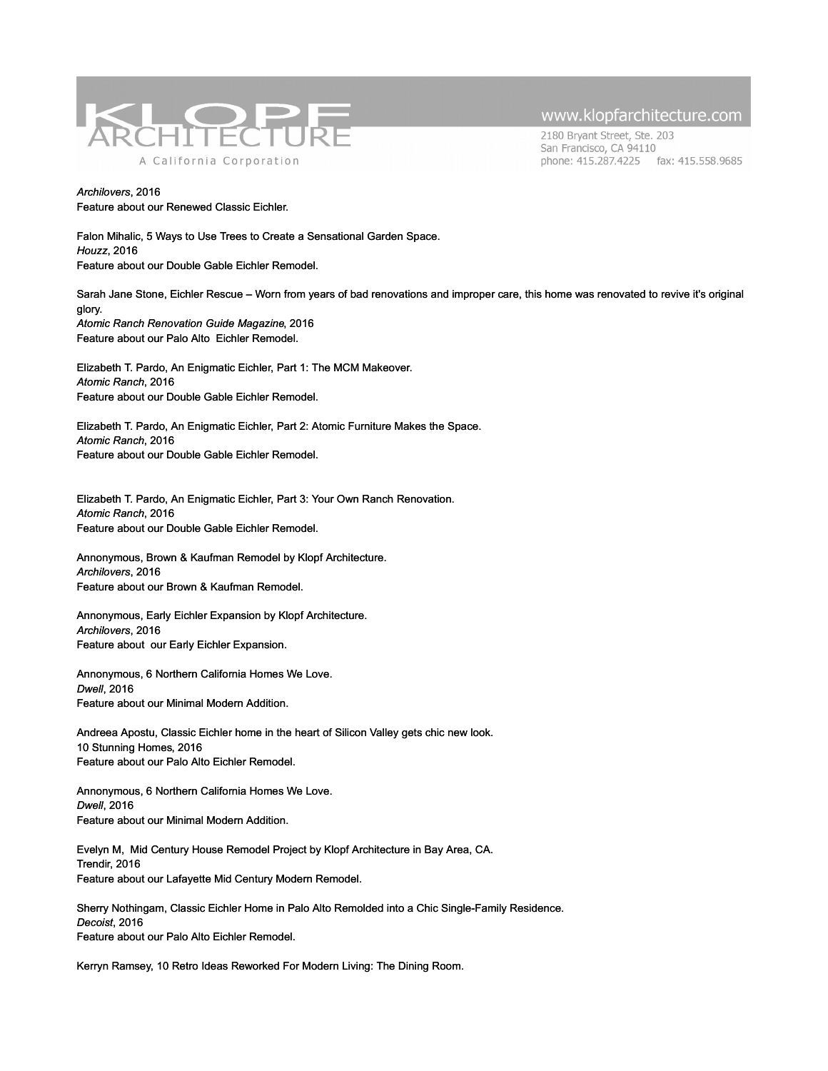*Archilovers*, 2016
Feature about our Renewed Classic Eichler.

Falon Mihalic, 5 Ways to Use Trees to Create a Sensational Garden Space.
*Houzz*, 2016
Feature about our Double Gable Eichler Remodel.

Sarah Jane Stone, Eichler Rescue – Worn from years of bad renovations and improper care, this home was renovated to revive it's original glory.
*Atomic Ranch Renovation Guide Magazine*, 2016
Feature about our Palo Alto Eichler Remodel.

Elizabeth T. Pardo, An Enigmatic Eichler, Part 1: The MCM Makeover.
*Atomic Ranch*, 2016
Feature about our Double Gable Eichler Remodel.

Elizabeth T. Pardo, An Enigmatic Eichler, Part 2: Atomic Furniture Makes the Space.
*Atomic Ranch*, 2016
Feature about our Double Gable Eichler Remodel.

Elizabeth T. Pardo, An Enigmatic Eichler, Part 3: Your Own Ranch Renovation.
*Atomic Ranch*, 2016
Feature about our Double Gable Eichler Remodel.

Annonymous, Brown & Kaufman Remodel by Klopf Architecture.
*Archilovers*, 2016
Feature about our Brown & Kaufman Remodel.

Annonymous, Early Eichler Expansion by Klopf Architecture.
*Archilovers*, 2016
Feature about our Early Eichler Expansion.

Annonymous, 6 Northern California Homes We Love.
*Dwell*, 2016
Feature about our Minimal Modern Addition.

Andreea Apostu, Classic Eichler home in the heart of Silicon Valley gets chic new look.
10 Stunning Homes, 2016
Feature about our Palo Alto Eichler Remodel.

Annonymous, 6 Northern California Homes We Love.
*Dwell*, 2016
Feature about our Minimal Modern Addition.

Evelyn M, Mid Century House Remodel Project by Klopf Architecture in Bay Area, CA.
Trendir, 2016
Feature about our Lafayette Mid Century Modern Remodel.

Sherry Nothingam, Classic Eichler Home in Palo Alto Remolded into a Chic Single-Family Residence.
*Decoist*, 2016
Feature about our Palo Alto Eichler Remodel.

Kerryn Ramsey, 10 Retro Ideas Reworked For Modern Living: The Dining Room.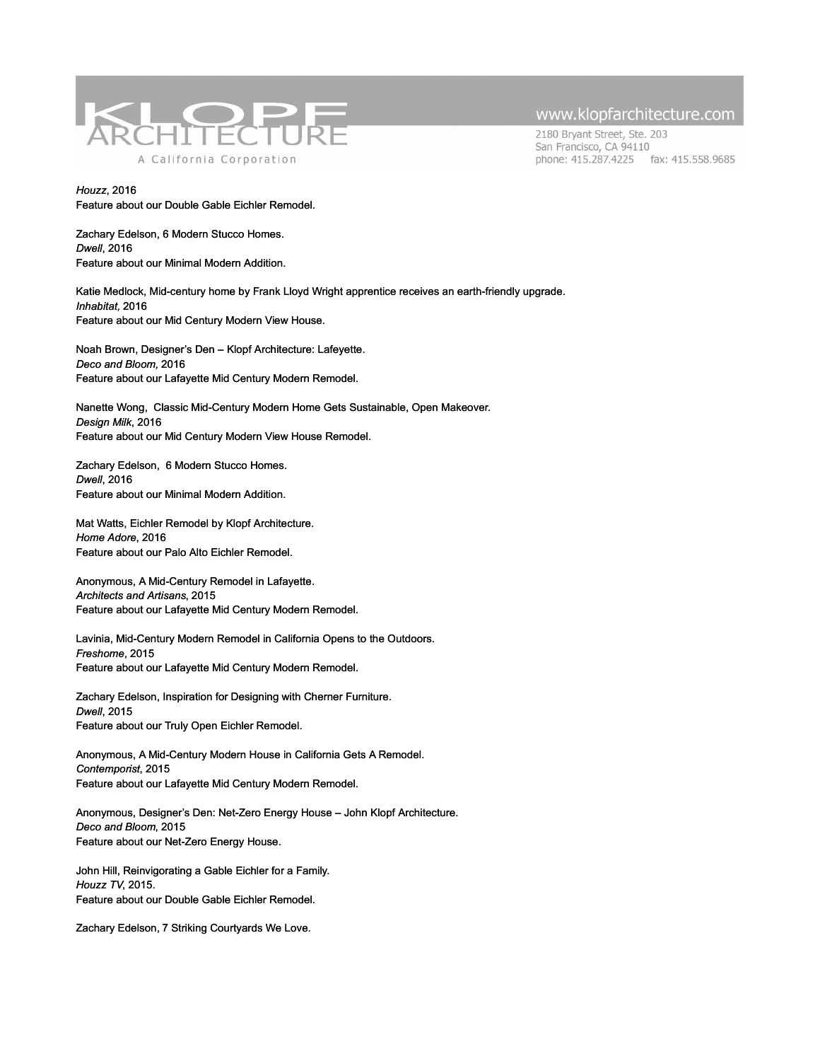*Houzz*, 2016
Feature about our Double Gable Eichler Remodel.

Zachary Edelson, 6 Modern Stucco Homes.
*Dwell*, 2016
Feature about our Minimal Modern Addition.

Katie Medlock, Mid-century home by Frank Lloyd Wright apprentice receives an earth-friendly upgrade.
*Inhabitat,* 2016
Feature about our Mid Century Modern View House.

Noah Brown, Designer's Den – Klopf Architecture: Lafeyette.
*Deco and Bloom,* 2016
Feature about our Lafayette Mid Century Modern Remodel.

Nanette Wong, Classic Mid-Century Modern Home Gets Sustainable, Open Makeover.
*Design Milk*, 2016
Feature about our Mid Century Modern View House Remodel.

Zachary Edelson, 6 Modern Stucco Homes.
*Dwell*, 2016
Feature about our Minimal Modern Addition.

Mat Watts, Eichler Remodel by Klopf Architecture.
*Home Adore*, 2016
Feature about our Palo Alto Eichler Remodel.

Anonymous, A Mid-Century Remodel in Lafayette.
*Architects and Artisans*, 2015
Feature about our Lafayette Mid Century Modern Remodel.

Lavinia, Mid-Century Modern Remodel in California Opens to the Outdoors.
*Freshome*, 2015
Feature about our Lafayette Mid Century Modern Remodel.

Zachary Edelson, Inspiration for Designing with Cherner Furniture.
*Dwell*, 2015
Feature about our Truly Open Eichler Remodel.

Anonymous, A Mid-Century Modern House in California Gets A Remodel.
*Contemporist*, 2015
Feature about our Lafayette Mid Century Modern Remodel.

Anonymous, Designer's Den: Net-Zero Energy House – John Klopf Architecture.
*Deco and Bloom*, 2015
Feature about our Net-Zero Energy House.

John Hill, Reinvigorating a Gable Eichler for a Family.
*Houzz TV*, 2015.
Feature about our Double Gable Eichler Remodel.

Zachary Edelson, 7 Striking Courtyards We Love.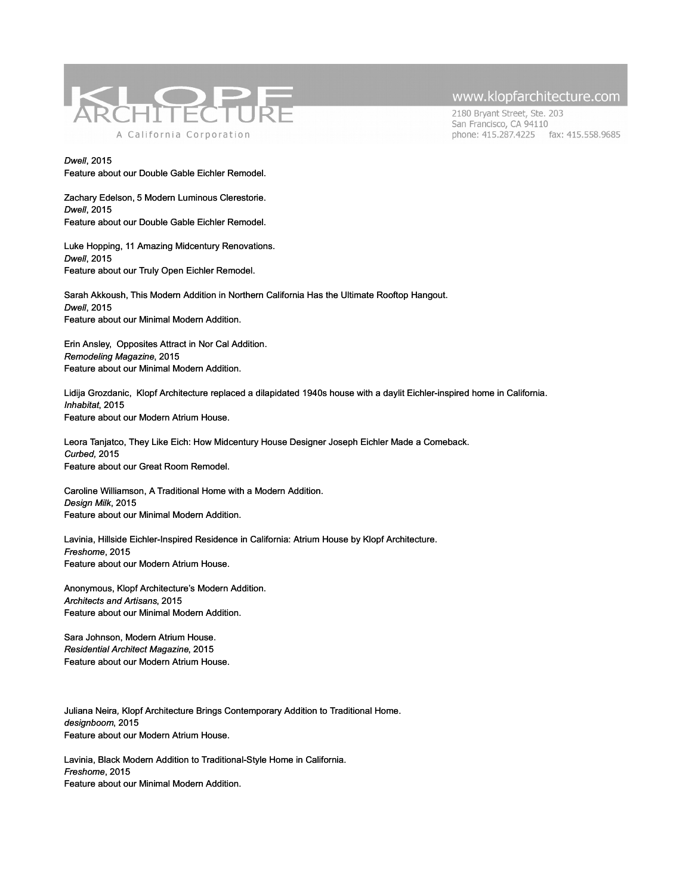*Dwell*, 2015
Feature about our Double Gable Eichler Remodel.

Zachary Edelson, 5 Modern Luminous Clerestorie.
*Dwell*, 2015
Feature about our Double Gable Eichler Remodel.

Luke Hopping, 11 Amazing Midcentury Renovations.
*Dwell*, 2015
Feature about our Truly Open Eichler Remodel.

Sarah Akkoush, This Modern Addition in Northern California Has the Ultimate Rooftop Hangout.
*Dwell*, 2015
Feature about our Minimal Modern Addition.

Erin Ansley, Opposites Attract in Nor Cal Addition.
*Remodeling Magazine*, 2015
Feature about our Minimal Modern Addition.

Lidija Grozdanic, Klopf Architecture replaced a dilapidated 1940s house with a daylit Eichler-inspired home in California.
*Inhabitat*, 2015
Feature about our Modern Atrium House.

Leora Tanjatco, They Like Eich: How Midcentury House Designer Joseph Eichler Made a Comeback.
*Curbed,* 2015
Feature about our Great Room Remodel.

Caroline Williamson, A Traditional Home with a Modern Addition.
*Design Milk*, 2015
Feature about our Minimal Modern Addition.

Lavinia, Hillside Eichler-Inspired Residence in California: Atrium House by Klopf Architecture.
*Freshome*, 2015
Feature about our Modern Atrium House.

Anonymous, Klopf Architecture's Modern Addition.
*Architects and Artisans*, 2015
Feature about our Minimal Modern Addition.

Sara Johnson, Modern Atrium House.
*Residential Architect Magazine*, 2015
Feature about our Modern Atrium House.

Juliana Neira, Klopf Architecture Brings Contemporary Addition to Traditional Home.
*designboom*, 2015
Feature about our Modern Atrium House.

Lavinia, Black Modern Addition to Traditional-Style Home in California.
*Freshome*, 2015
Feature about our Minimal Modern Addition.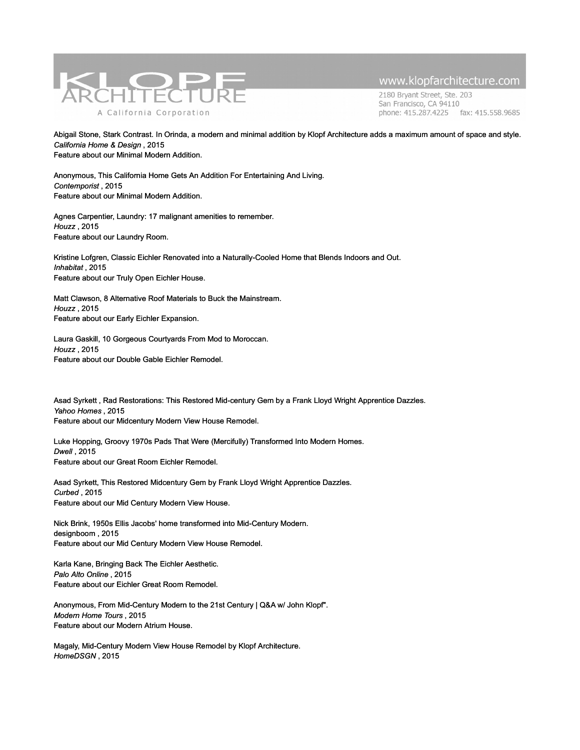Abigail Stone, Stark Contrast. In Orinda, a modern and minimal addition by Klopf Architecture adds a maximum amount of space and style.
*California Home & Design* , 2015
Feature about our Minimal Modern Addition.

Anonymous, This California Home Gets An Addition For Entertaining And Living.
*Contemporist* , 2015
Feature about our Minimal Modern Addition.

Agnes Carpentier, Laundry: 17 malignant amenities to remember.
*Houzz* , 2015
Feature about our Laundry Room.

Kristine Lofgren, Classic Eichler Renovated into a Naturally-Cooled Home that Blends Indoors and Out.
*Inhabitat* , 2015
Feature about our Truly Open Eichler House.

Matt Clawson, 8 Alternative Roof Materials to Buck the Mainstream.
*Houzz* , 2015
Feature about our Early Eichler Expansion.

Laura Gaskill, 10 Gorgeous Courtyards From Mod to Moroccan.
*Houzz* , 2015
Feature about our Double Gable Eichler Remodel.

Asad Syrkett , Rad Restorations: This Restored Mid-century Gem by a Frank Lloyd Wright Apprentice Dazzles.
*Yahoo Homes* , 2015
Feature about our Midcentury Modern View House Remodel.

Luke Hopping, Groovy 1970s Pads That Were (Mercifully) Transformed Into Modern Homes.
*Dwell* , 2015
Feature about our Great Room Eichler Remodel.

Asad Syrkett, This Restored Midcentury Gem by Frank Lloyd Wright Apprentice Dazzles.
*Curbed* , 2015
Feature about our Mid Century Modern View House.

Nick Brink, 1950s Ellis Jacobs' home transformed into Mid-Century Modern.
designboom , 2015
Feature about our Mid Century Modern View House Remodel.

Karla Kane, Bringing Back The Eichler Aesthetic.
*Palo Alto Online* , 2015
Feature about our Eichler Great Room Remodel.

Anonymous, From Mid-Century Modern to the 21st Century | Q&A w/ John Klopf".
*Modern Home Tours* , 2015
Feature about our Modern Atrium House.

Magaly, Mid-Century Modern View House Remodel by Klopf Architecture.
*HomeDSGN* , 2015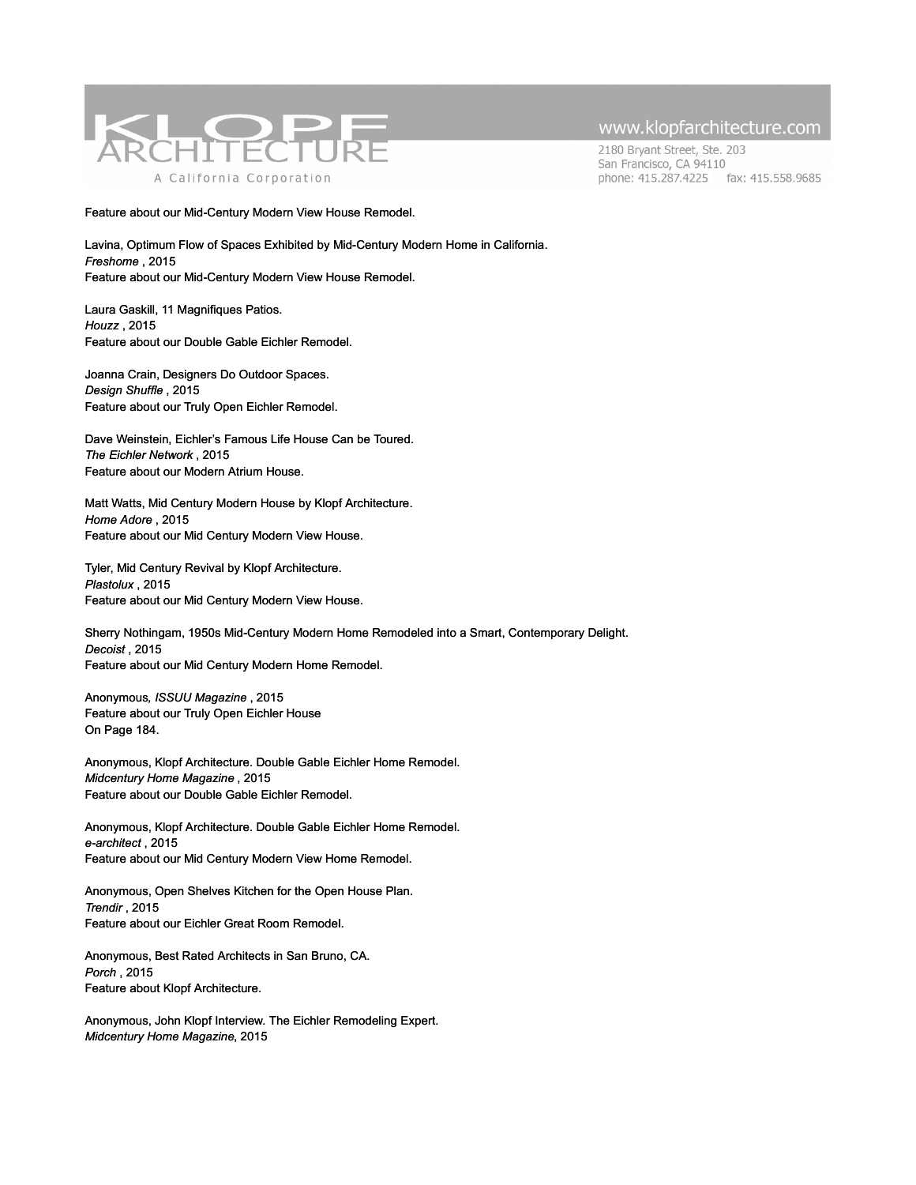Feature about our Mid-Century Modern View House Remodel.

Lavina, Optimum Flow of Spaces Exhibited by Mid-Century Modern Home in California.
*Freshome* , 2015
Feature about our Mid-Century Modern View House Remodel.

Laura Gaskill, 11 Magnifiques Patios.
*Houzz* , 2015
Feature about our Double Gable Eichler Remodel.

Joanna Crain, Designers Do Outdoor Spaces.
*Design Shuffle* , 2015
Feature about our Truly Open Eichler Remodel.

Dave Weinstein, Eichler's Famous Life House Can be Toured.
*The Eichler Network* , 2015
Feature about our Modern Atrium House.

Matt Watts, Mid Century Modern House by Klopf Architecture.
*Home Adore* , 2015
Feature about our Mid Century Modern View House.

Tyler, Mid Century Revival by Klopf Architecture.
*Plastolux* , 2015
Feature about our Mid Century Modern View House.

Sherry Nothingam, 1950s Mid-Century Modern Home Remodeled into a Smart, Contemporary Delight.
*Decoist* , 2015
Feature about our Mid Century Modern Home Remodel.

Anonymous, *ISSUU Magazine* , 2015
Feature about our Truly Open Eichler House
On Page 184.

Anonymous, Klopf Architecture. Double Gable Eichler Home Remodel.
*Midcentury Home Magazine* , 2015
Feature about our Double Gable Eichler Remodel.

Anonymous, Klopf Architecture. Double Gable Eichler Home Remodel.
*e-architect* , 2015
Feature about our Mid Century Modern View Home Remodel.

Anonymous, Open Shelves Kitchen for the Open House Plan.
*Trendir* , 2015
Feature about our Eichler Great Room Remodel.

Anonymous, Best Rated Architects in San Bruno, CA.
*Porch* , 2015
Feature about Klopf Architecture.

Anonymous, John Klopf Interview. The Eichler Remodeling Expert.
*Midcentury Home Magazine*, 2015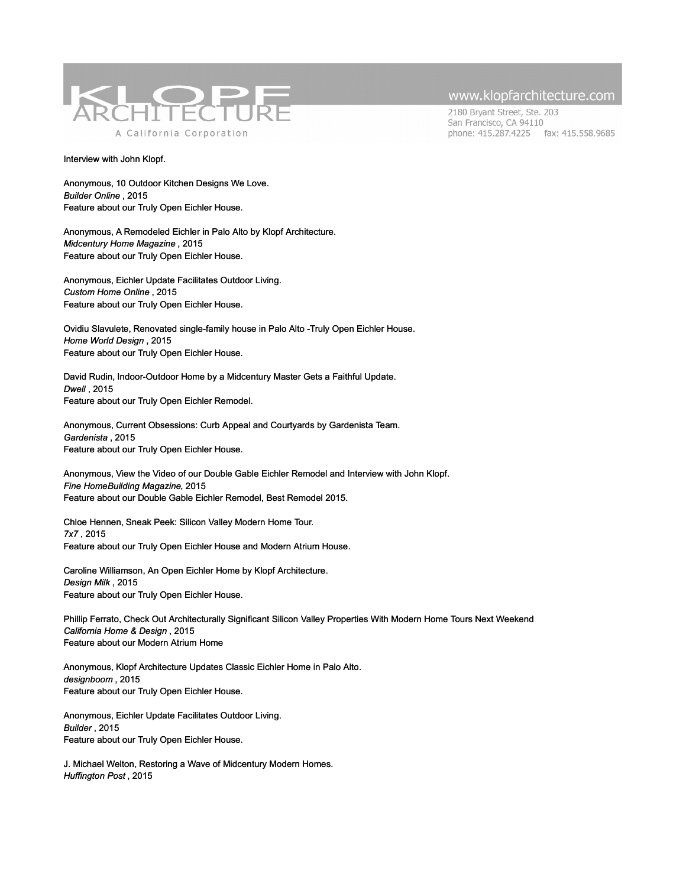Interview with John Klopf.

Anonymous, 10 Outdoor Kitchen Designs We Love.
*Builder Online* , 2015
Feature about our Truly Open Eichler House.

Anonymous, A Remodeled Eichler in Palo Alto by Klopf Architecture.
*Midcentury Home Magazine* , 2015
Feature about our Truly Open Eichler House.

Anonymous, Eichler Update Facilitates Outdoor Living.
*Custom Home Online* , 2015
Feature about our Truly Open Eichler House.

Ovidiu Slavulete, Renovated single-family house in Palo Alto -Truly Open Eichler House.
*Home World Design* , 2015
Feature about our Truly Open Eichler House.

David Rudin, Indoor-Outdoor Home by a Midcentury Master Gets a Faithful Update.
*Dwell* , 2015
Feature about our Truly Open Eichler Remodel.

Anonymous, Current Obsessions: Curb Appeal and Courtyards by Gardenista Team.
*Gardenista* , 2015
Feature about our Truly Open Eichler House.

Anonymous, View the Video of our Double Gable Eichler Remodel and Interview with John Klopf.
*Fine HomeBuilding Magazine*, 2015
Feature about our Double Gable Eichler Remodel, Best Remodel 2015.

Chloe Hennen, Sneak Peek: Silicon Valley Modern Home Tour.
*7x7* , 2015
Feature about our Truly Open Eichler House and Modern Atrium House.

Caroline Williamson, An Open Eichler Home by Klopf Architecture.
*Design Milk* , 2015
Feature about our Truly Open Eichler House.

Phillip Ferrato, Check Out Architecturally Significant Silicon Valley Properties With Modern Home Tours Next Weekend
*California Home & Design* , 2015
Feature about our Modern Atrium Home

Anonymous, Klopf Architecture Updates Classic Eichler Home in Palo Alto.
*designboom* , 2015
Feature about our Truly Open Eichler House.

Anonymous, Eichler Update Facilitates Outdoor Living.
*Builder* , 2015
Feature about our Truly Open Eichler House.

J. Michael Welton, Restoring a Wave of Midcentury Modern Homes.
*Huffington Post* , 2015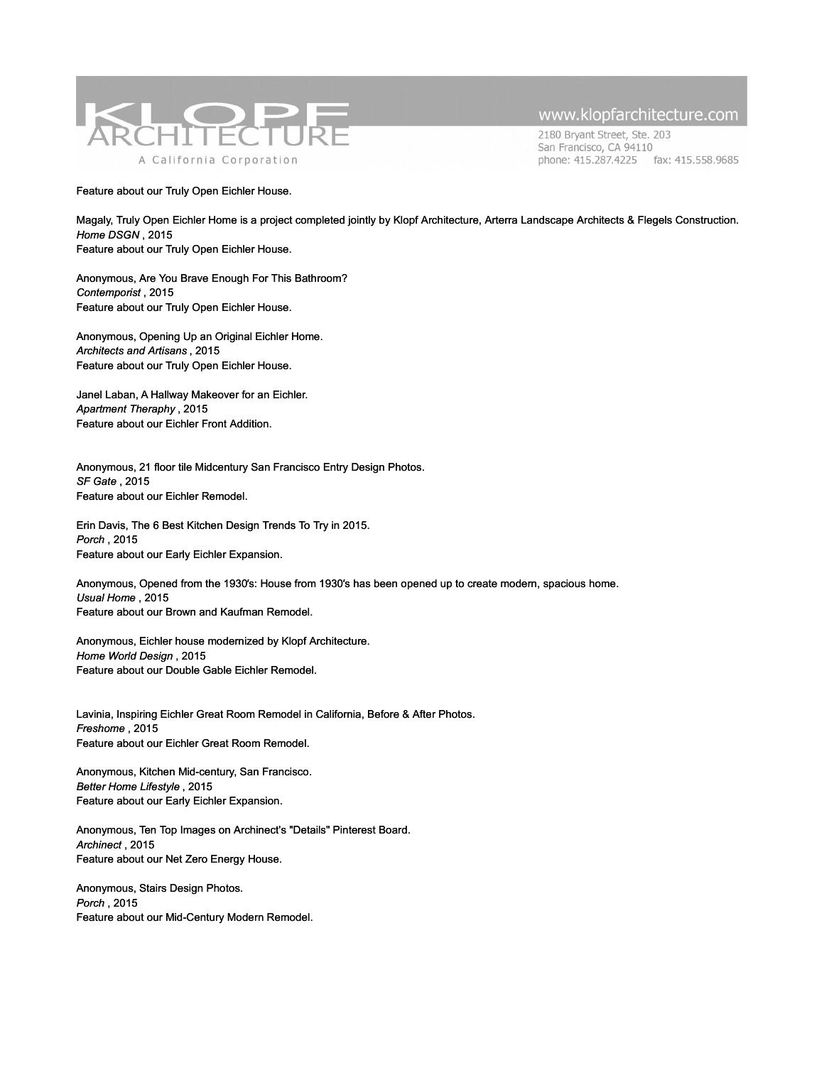Feature about our Truly Open Eichler House.

Magaly, Truly Open Eichler Home is a project completed jointly by Klopf Architecture, Arterra Landscape Architects & Flegels Construction.
*Home DSGN* , 2015
Feature about our Truly Open Eichler House.

Anonymous, Are You Brave Enough For This Bathroom?
*Contemporist* , 2015
Feature about our Truly Open Eichler House.

Anonymous, Opening Up an Original Eichler Home.
*Architects and Artisans* , 2015
Feature about our Truly Open Eichler House.

Janel Laban, A Hallway Makeover for an Eichler.
*Apartment Theraphy* , 2015
Feature about our Eichler Front Addition.

Anonymous, 21 floor tile Midcentury San Francisco Entry Design Photos.
*SF Gate* , 2015
Feature about our Eichler Remodel.

Erin Davis, The 6 Best Kitchen Design Trends To Try in 2015.
*Porch* , 2015
Feature about our Early Eichler Expansion.

Anonymous, Opened from the 1930's: House from 1930's has been opened up to create modern, spacious home.
*Usual Home* , 2015
Feature about our Brown and Kaufman Remodel.

Anonymous, Eichler house modernized by Klopf Architecture.
*Home World Design* , 2015
Feature about our Double Gable Eichler Remodel.

Lavinia, Inspiring Eichler Great Room Remodel in California, Before & After Photos.
*Freshome* , 2015
Feature about our Eichler Great Room Remodel.

Anonymous, Kitchen Mid-century, San Francisco.
*Better Home Lifestyle* , 2015
Feature about our Early Eichler Expansion.

Anonymous, Ten Top Images on Archinect's "Details" Pinterest Board.
*Archinect* , 2015
Feature about our Net Zero Energy House.

Anonymous, Stairs Design Photos.
*Porch* , 2015
Feature about our Mid-Century Modern Remodel.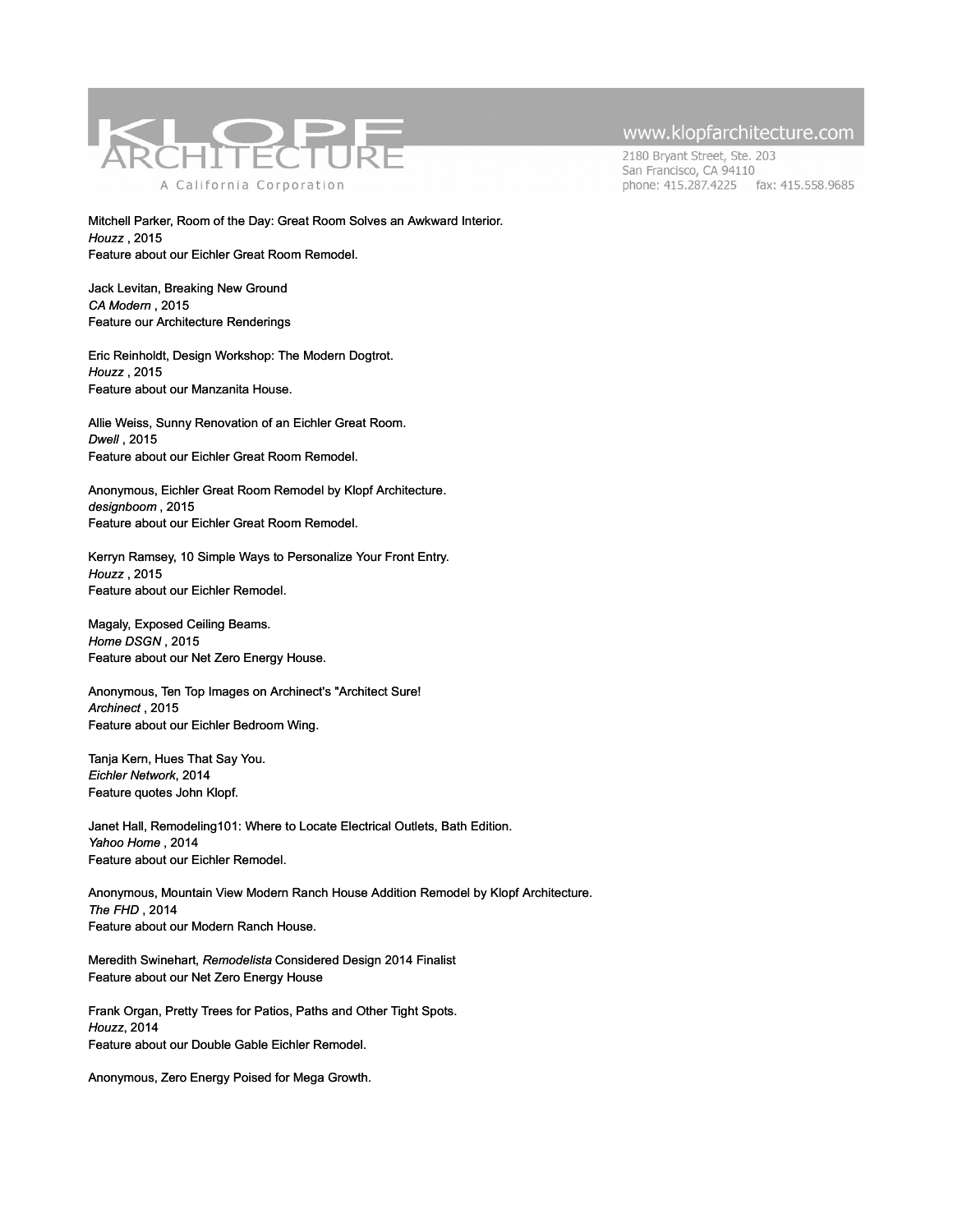Mitchell Parker, Room of the Day: Great Room Solves an Awkward Interior.
*Houzz* , 2015
Feature about our Eichler Great Room Remodel.

Jack Levitan, Breaking New Ground
*CA Modern* , 2015
Feature our Architecture Renderings

Eric Reinholdt, Design Workshop: The Modern Dogtrot.
*Houzz* , 2015
Feature about our Manzanita House.

Allie Weiss, Sunny Renovation of an Eichler Great Room.
*Dwell* , 2015
Feature about our Eichler Great Room Remodel.

Anonymous, Eichler Great Room Remodel by Klopf Architecture.
*designboom* , 2015
Feature about our Eichler Great Room Remodel.

Kerryn Ramsey, 10 Simple Ways to Personalize Your Front Entry.
*Houzz* , 2015
Feature about our Eichler Remodel.

Magaly, Exposed Ceiling Beams.
*Home DSGN* , 2015
Feature about our Net Zero Energy House.

Anonymous, Ten Top Images on Archinect's "Architect Sure!
*Archinect* , 2015
Feature about our Eichler Bedroom Wing.

Tanja Kern, Hues That Say You.
*Eichler Network*, 2014
Feature quotes John Klopf.

Janet Hall, Remodeling101: Where to Locate Electrical Outlets, Bath Edition.
*Yahoo Home* , 2014
Feature about our Eichler Remodel.

Anonymous, Mountain View Modern Ranch House Addition Remodel by Klopf Architecture.
*The FHD* , 2014
Feature about our Modern Ranch House.

Meredith Swinehart, *Remodelista* Considered Design 2014 Finalist
Feature about our Net Zero Energy House

Frank Organ, Pretty Trees for Patios, Paths and Other Tight Spots.
*Houzz*, 2014
Feature about our Double Gable Eichler Remodel.

Anonymous, Zero Energy Poised for Mega Growth.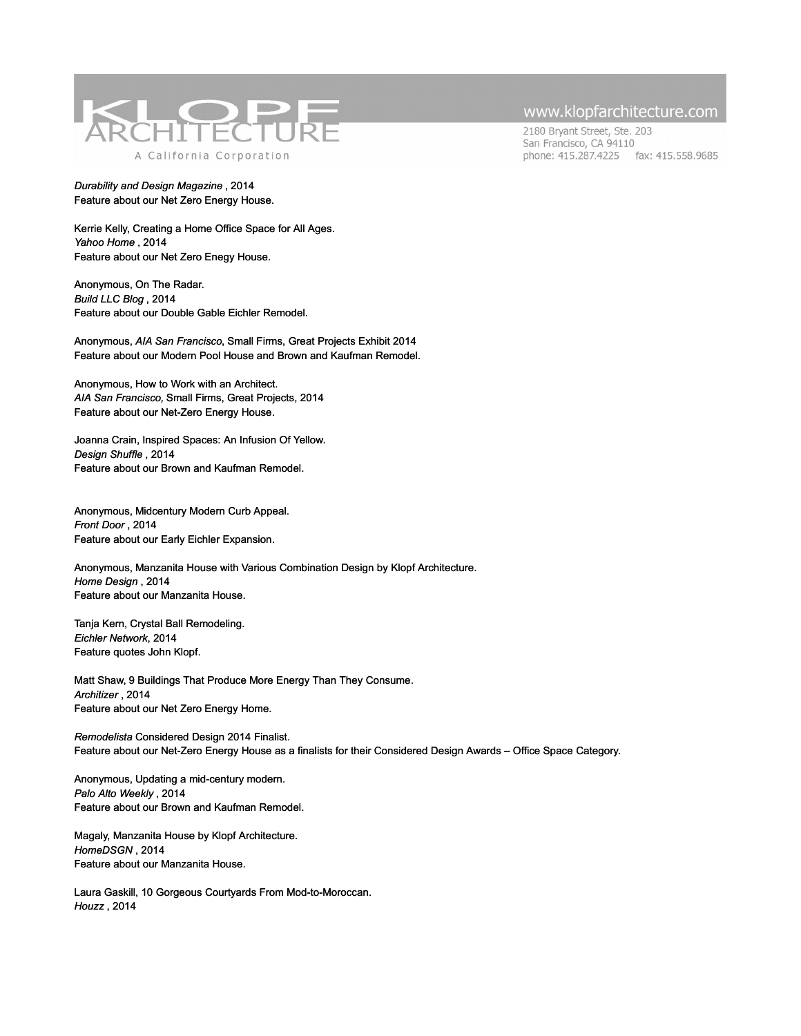*Durability and Design Magazine* , 2014
Feature about our Net Zero Energy House.

Kerrie Kelly, Creating a Home Office Space for All Ages.
*Yahoo Home* , 2014
Feature about our Net Zero Enegy House.

Anonymous, On The Radar.
*Build LLC Blog* , 2014
Feature about our Double Gable Eichler Remodel.

Anonymous, *AIA San Francisco*, Small Firms, Great Projects Exhibit 2014
Feature about our Modern Pool House and Brown and Kaufman Remodel.

Anonymous, How to Work with an Architect.
*AIA San Francisco,* Small Firms, Great Projects, 2014
Feature about our Net-Zero Energy House.

Joanna Crain, Inspired Spaces: An Infusion Of Yellow.
*Design Shuffle* , 2014
Feature about our Brown and Kaufman Remodel.

Anonymous, Midcentury Modern Curb Appeal.
*Front Door* , 2014
Feature about our Early Eichler Expansion.

Anonymous, Manzanita House with Various Combination Design by Klopf Architecture.
*Home Design* , 2014
Feature about our Manzanita House.

Tanja Kern, Crystal Ball Remodeling.
*Eichler Network*, 2014
Feature quotes John Klopf.

Matt Shaw, 9 Buildings That Produce More Energy Than They Consume.
*Architizer* , 2014
Feature about our Net Zero Energy Home.

*Remodelista* Considered Design 2014 Finalist.
Feature about our Net-Zero Energy House as a finalists for their Considered Design Awards – Office Space Category.

Anonymous, Updating a mid-century modern.
*Palo Alto Weekly* , 2014
Feature about our Brown and Kaufman Remodel.

Magaly, Manzanita House by Klopf Architecture.
*HomeDSGN* , 2014
Feature about our Manzanita House.

Laura Gaskill, 10 Gorgeous Courtyards From Mod-to-Moroccan.
*Houzz* , 2014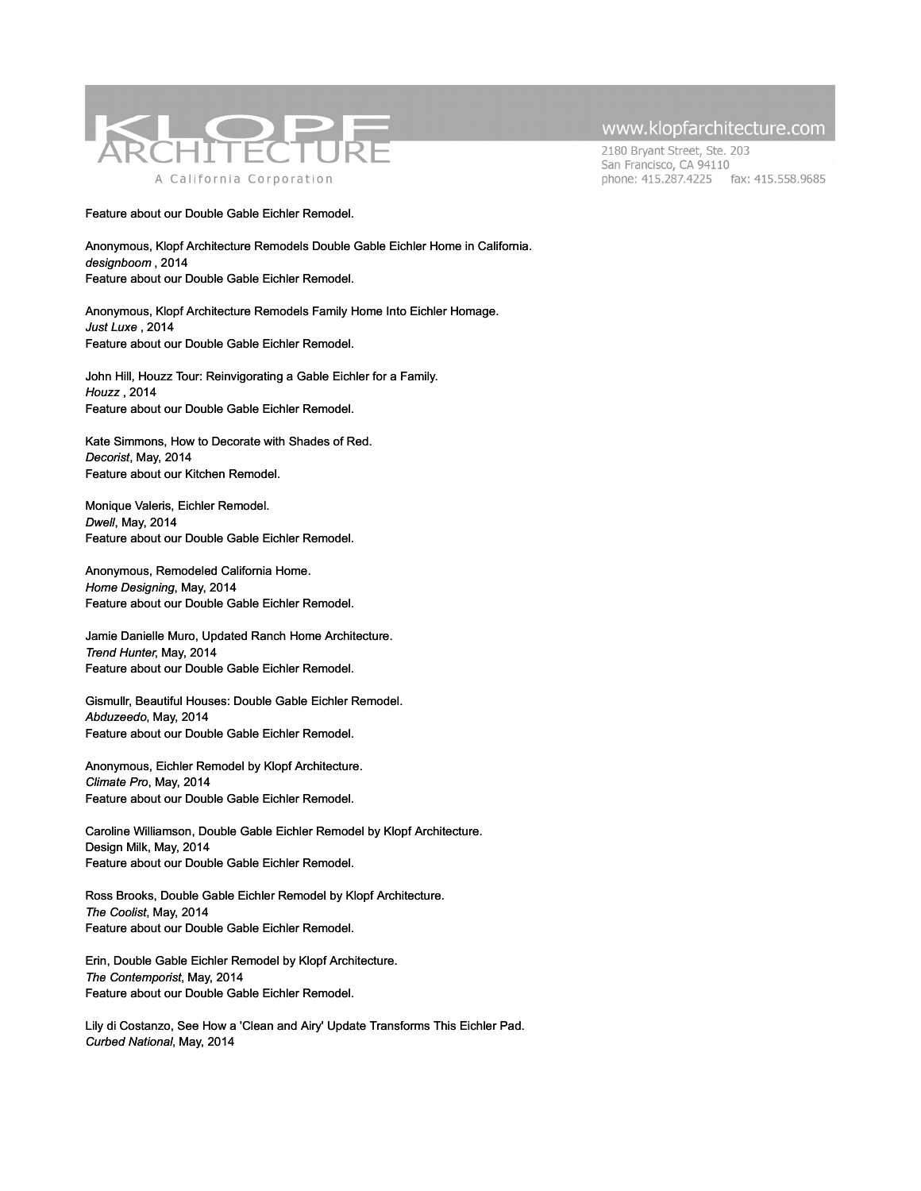Feature about our Double Gable Eichler Remodel.

Anonymous, Klopf Architecture Remodels Double Gable Eichler Home in California.
*designboom* , 2014
Feature about our Double Gable Eichler Remodel.

Anonymous, Klopf Architecture Remodels Family Home Into Eichler Homage.
*Just Luxe* , 2014
Feature about our Double Gable Eichler Remodel.

John Hill, Houzz Tour: Reinvigorating a Gable Eichler for a Family.
*Houzz* , 2014
Feature about our Double Gable Eichler Remodel.

Kate Simmons, How to Decorate with Shades of Red.
*Decorist*, May, 2014
Feature about our Kitchen Remodel.

Monique Valeris, Eichler Remodel.
*Dwell*, May, 2014
Feature about our Double Gable Eichler Remodel.

Anonymous, Remodeled California Home.
*Home Designing*, May, 2014
Feature about our Double Gable Eichler Remodel.

Jamie Danielle Muro, Updated Ranch Home Architecture.
*Trend Hunter*, May, 2014
Feature about our Double Gable Eichler Remodel.

Gismullr, Beautiful Houses: Double Gable Eichler Remodel.
*Abduzeedo*, May, 2014
Feature about our Double Gable Eichler Remodel.

Anonymous, Eichler Remodel by Klopf Architecture.
*Climate Pro*, May, 2014
Feature about our Double Gable Eichler Remodel.

Caroline Williamson, Double Gable Eichler Remodel by Klopf Architecture.
Design Milk, May, 2014
Feature about our Double Gable Eichler Remodel.

Ross Brooks, Double Gable Eichler Remodel by Klopf Architecture.
*The Coolist*, May, 2014
Feature about our Double Gable Eichler Remodel.

Erin, Double Gable Eichler Remodel by Klopf Architecture.
*The Contemporist*, May, 2014
Feature about our Double Gable Eichler Remodel.

Lily di Costanzo, See How a 'Clean and Airy' Update Transforms This Eichler Pad.
*Curbed National*, May, 2014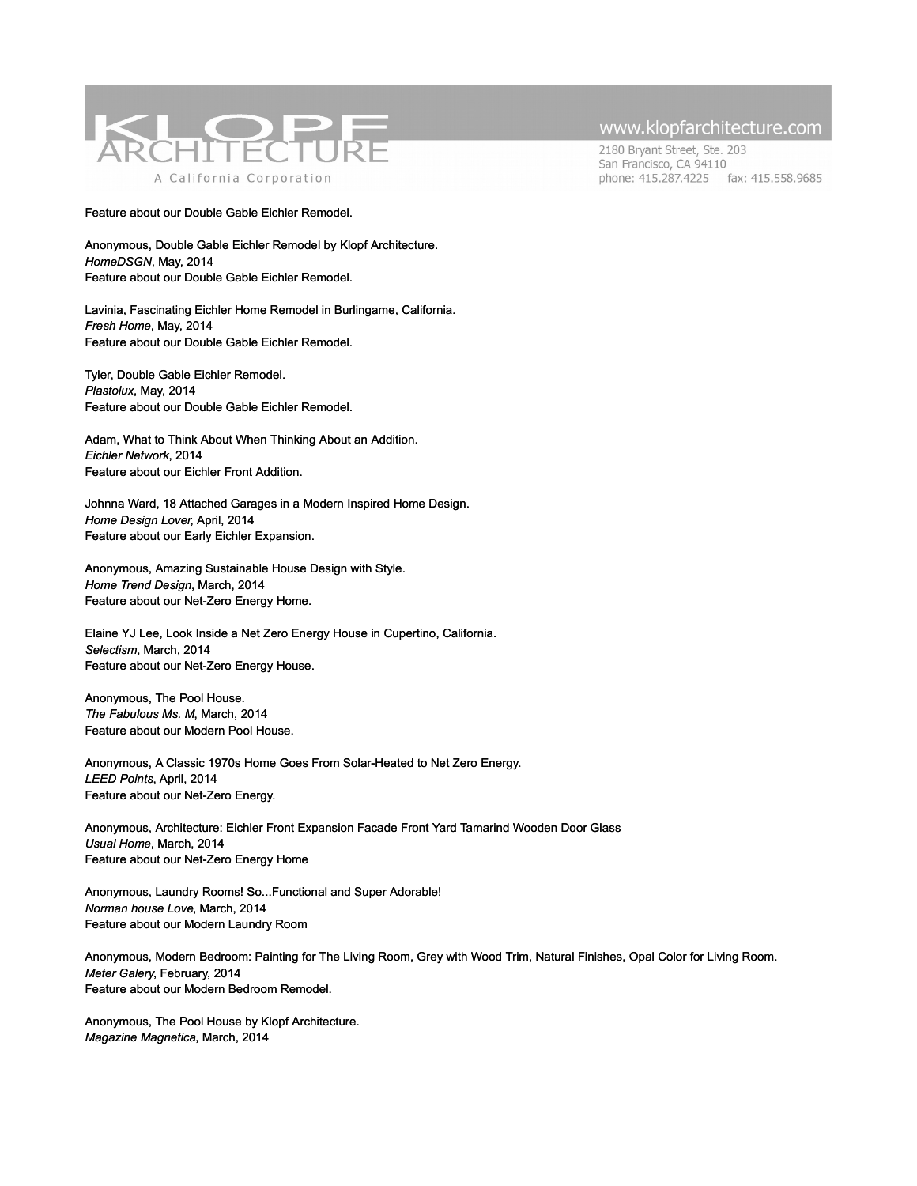Feature about our Double Gable Eichler Remodel.

Anonymous, Double Gable Eichler Remodel by Klopf Architecture.
*HomeDSGN*, May, 2014
Feature about our Double Gable Eichler Remodel.

Lavinia, Fascinating Eichler Home Remodel in Burlingame, California.
*Fresh Home*, May, 2014
Feature about our Double Gable Eichler Remodel.

Tyler, Double Gable Eichler Remodel.
*Plastolux*, May, 2014
Feature about our Double Gable Eichler Remodel.

Adam, What to Think About When Thinking About an Addition.
*Eichler Network*, 2014
Feature about our Eichler Front Addition.

Johnna Ward, 18 Attached Garages in a Modern Inspired Home Design.
*Home Design Lover*, April, 2014
Feature about our Early Eichler Expansion.

Anonymous, Amazing Sustainable House Design with Style.
*Home Trend Design*, March, 2014
Feature about our Net-Zero Energy Home.

Elaine YJ Lee, Look Inside a Net Zero Energy House in Cupertino, California.
*Selectism*, March, 2014
Feature about our Net-Zero Energy House.

Anonymous, The Pool House.
*The Fabulous Ms. M*, March, 2014
Feature about our Modern Pool House.

Anonymous, A Classic 1970s Home Goes From Solar-Heated to Net Zero Energy.
*LEED Points*, April, 2014
Feature about our Net-Zero Energy.

Anonymous, Architecture: Eichler Front Expansion Facade Front Yard Tamarind Wooden Door Glass
*Usual Home*, March, 2014
Feature about our Net-Zero Energy Home

Anonymous, Laundry Rooms! So...Functional and Super Adorable!
*Norman house Love*, March, 2014
Feature about our Modern Laundry Room

Anonymous, Modern Bedroom: Painting for The Living Room, Grey with Wood Trim, Natural Finishes, Opal Color for Living Room.
*Meter Galery*, February, 2014
Feature about our Modern Bedroom Remodel.

Anonymous, The Pool House by Klopf Architecture.
*Magazine Magnetica*, March, 2014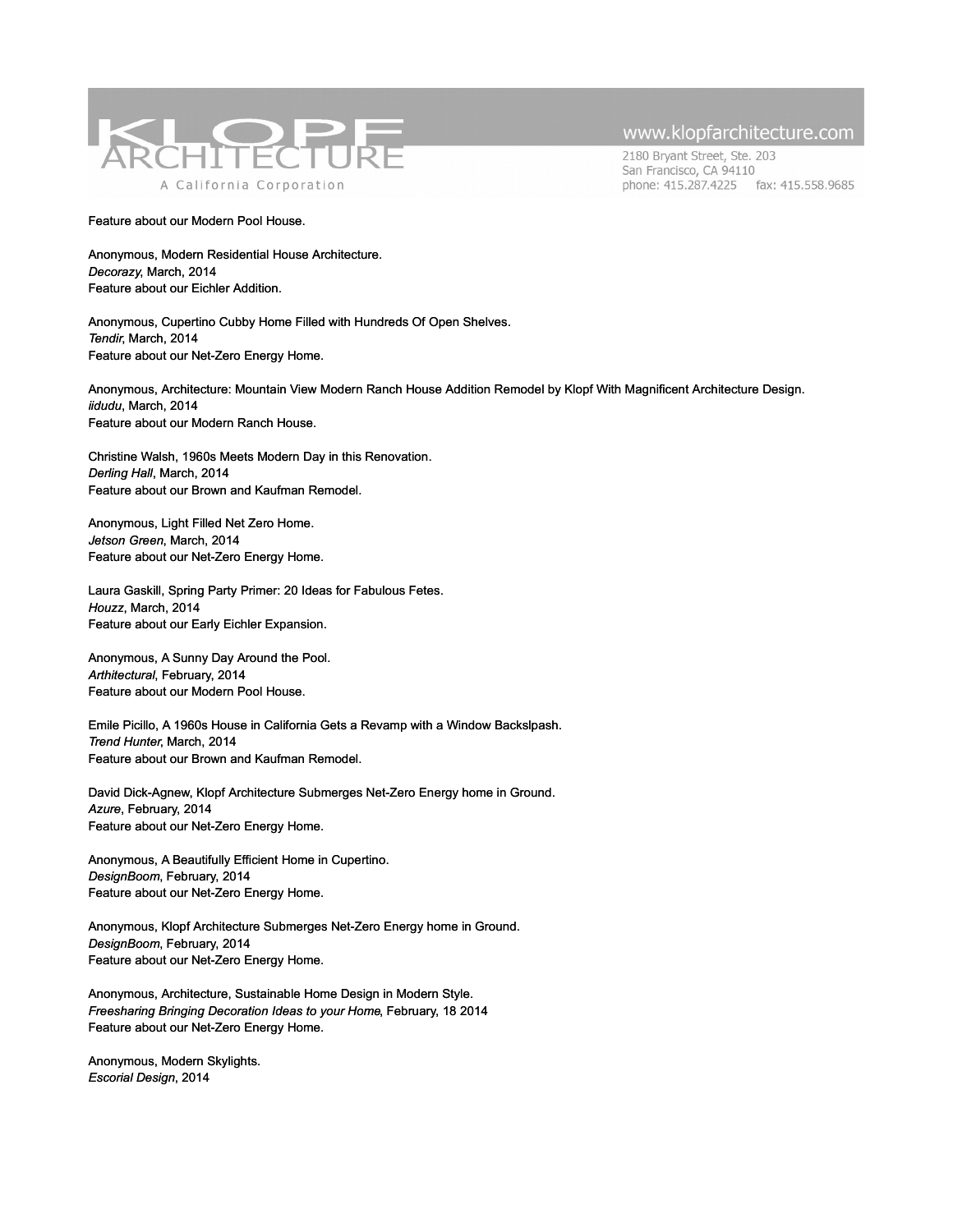Feature about our Modern Pool House.

Anonymous, Modern Residential House Architecture.
*Decorazy*, March, 2014
Feature about our Eichler Addition.

Anonymous, Cupertino Cubby Home Filled with Hundreds Of Open Shelves.
*Tendir*, March, 2014
Feature about our Net-Zero Energy Home.

Anonymous, Architecture: Mountain View Modern Ranch House Addition Remodel by Klopf With Magnificent Architecture Design.
*iidudu*, March, 2014
Feature about our Modern Ranch House.

Christine Walsh, 1960s Meets Modern Day in this Renovation.
*Derling Hall*, March, 2014
Feature about our Brown and Kaufman Remodel.

Anonymous, Light Filled Net Zero Home.
*Jetson Green*, March, 2014
Feature about our Net-Zero Energy Home.

Laura Gaskill, Spring Party Primer: 20 Ideas for Fabulous Fetes.
*Houzz*, March, 2014
Feature about our Early Eichler Expansion.

Anonymous, A Sunny Day Around the Pool.
*Arthitectural*, February, 2014
Feature about our Modern Pool House.

Emile Picillo, A 1960s House in California Gets a Revamp with a Window Backslpash.
*Trend Hunter*, March, 2014
Feature about our Brown and Kaufman Remodel.

David Dick-Agnew, Klopf Architecture Submerges Net-Zero Energy home in Ground.
*Azure*, February, 2014
Feature about our Net-Zero Energy Home.

Anonymous, A Beautifully Efficient Home in Cupertino.
*DesignBoom*, February, 2014
Feature about our Net-Zero Energy Home.

Anonymous, Klopf Architecture Submerges Net-Zero Energy home in Ground.
*DesignBoom*, February, 2014
Feature about our Net-Zero Energy Home.

Anonymous, Architecture, Sustainable Home Design in Modern Style.
*Freesharing Bringing Decoration Ideas to your Home*, February, 18 2014
Feature about our Net-Zero Energy Home.

Anonymous, Modern Skylights.
*Escorial Design*, 2014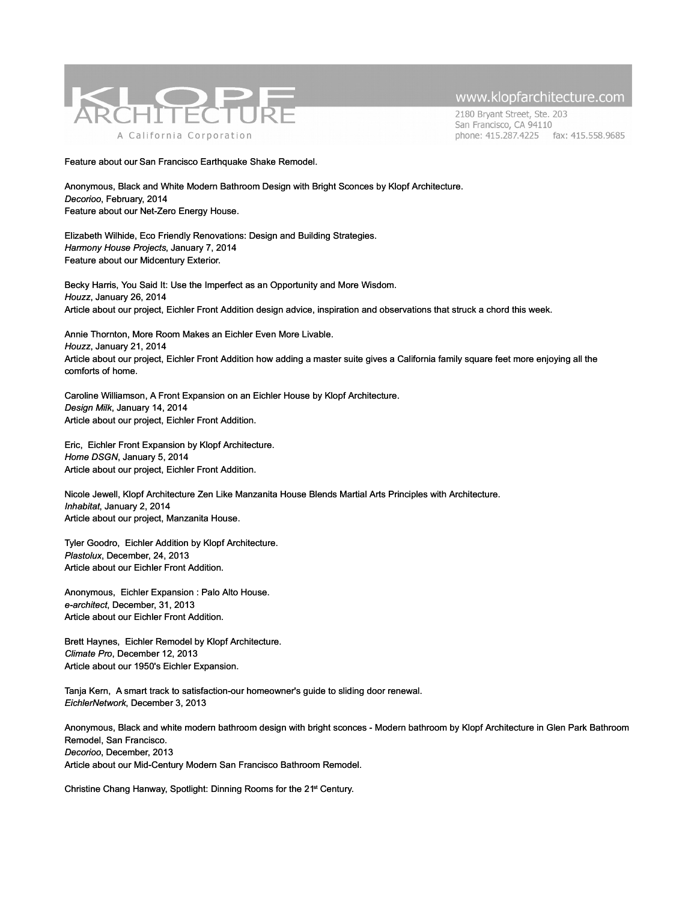Feature about our San Francisco Earthquake Shake Remodel.

Anonymous, Black and White Modern Bathroom Design with Bright Sconces by Klopf Architecture.
*Decorioo*, February, 2014
Feature about our Net-Zero Energy House.

Elizabeth Wilhide, Eco Friendly Renovations: Design and Building Strategies.
*Harmony House Projects*, January 7, 2014
Feature about our Midcentury Exterior.

Becky Harris, You Said It: Use the Imperfect as an Opportunity and More Wisdom.
*Houzz*, January 26, 2014
Article about our project, Eichler Front Addition design advice, inspiration and observations that struck a chord this week.

Annie Thornton, More Room Makes an Eichler Even More Livable.
*Houzz*, January 21, 2014
Article about our project, Eichler Front Addition how adding a master suite gives a California family square feet more enjoying all the comforts of home.

Caroline Williamson, A Front Expansion on an Eichler House by Klopf Architecture.
*Design Milk*, January 14, 2014
Article about our project, Eichler Front Addition.

Eric, Eichler Front Expansion by Klopf Architecture.
*Home DSGN*, January 5, 2014
Article about our project, Eichler Front Addition.

Nicole Jewell, Klopf Architecture Zen Like Manzanita House Blends Martial Arts Principles with Architecture.
*Inhabitat*, January 2, 2014
Article about our project, Manzanita House.

Tyler Goodro, Eichler Addition by Klopf Architecture.
*Plastolux*, December, 24, 2013
Article about our Eichler Front Addition.

Anonymous, Eichler Expansion : Palo Alto House.
*e-architect*, December, 31, 2013
Article about our Eichler Front Addition.

Brett Haynes, Eichler Remodel by Klopf Architecture.
*Climate Pro*, December 12, 2013
Article about our 1950's Eichler Expansion.

Tanja Kern, A smart track to satisfaction-our homeowner's guide to sliding door renewal.
*EichlerNetwork*, December 3, 2013

Anonymous, Black and white modern bathroom design with bright sconces - Modern bathroom by Klopf Architecture in Glen Park Bathroom Remodel, San Francisco.
*Decorioo*, December, 2013
Article about our Mid-Century Modern San Francisco Bathroom Remodel.

Christine Chang Hanway, Spotlight: Dinning Rooms for the 21st Century.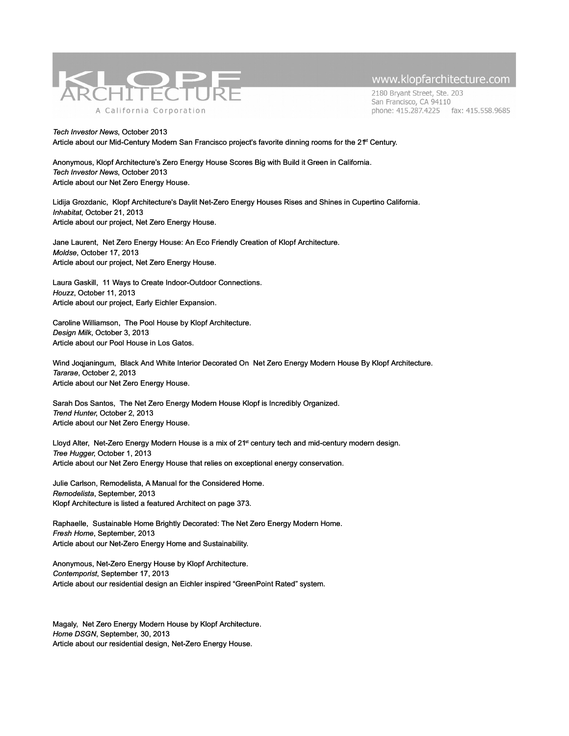*Tech Investor News*, October 2013
Article about our Mid-Century Modern San Francisco project's favorite dinning rooms for the 21st Century.

Anonymous, Klopf Architecture's Zero Energy House Scores Big with Build it Green in California.
*Tech Investor News*, October 2013
Article about our Net Zero Energy House.

Lidija Grozdanic, Klopf Architecture's Daylit Net-Zero Energy Houses Rises and Shines in Cupertino California.
*Inhabitat*, October 21, 2013
Article about our project, Net Zero Energy House.

Jane Laurent, Net Zero Energy House: An Eco Friendly Creation of Klopf Architecture.
*Moldse*, October 17, 2013
Article about our project, Net Zero Energy House.

Laura Gaskill, 11 Ways to Create Indoor-Outdoor Connections.
*Houzz*, October 11, 2013
Article about our project, Early Eichler Expansion.

Caroline Williamson, The Pool House by Klopf Architecture.
*Design Milk*, October 3, 2013
Article about our Pool House in Los Gatos.

Wind Joqjaningum, Black And White Interior Decorated On Net Zero Energy Modern House By Klopf Architecture.
*Tararae*, October 2, 2013
Article about our Net Zero Energy House.

Sarah Dos Santos, The Net Zero Energy Modern House Klopf is Incredibly Organized.
*Trend Hunter*, October 2, 2013
Article about our Net Zero Energy House.

Lloyd Alter, Net-Zero Energy Modern House is a mix of 21st century tech and mid-century modern design.
*Tree Hugger*, October 1, 2013
Article about our Net Zero Energy House that relies on exceptional energy conservation.

Julie Carlson, Remodelista, A Manual for the Considered Home.
*Remodelista*, September, 2013
Klopf Architecture is listed a featured Architect on page 373.

Raphaelle, Sustainable Home Brightly Decorated: The Net Zero Energy Modern Home.
*Fresh Home*, September, 2013
Article about our Net-Zero Energy Home and Sustainability.

Anonymous, Net-Zero Energy House by Klopf Architecture.
*Contemporist*, September 17, 2013
Article about our residential design an Eichler inspired "GreenPoint Rated" system.

Magaly, Net Zero Energy Modern House by Klopf Architecture.
*Home DSGN*, September, 30, 2013
Article about our residential design, Net-Zero Energy House.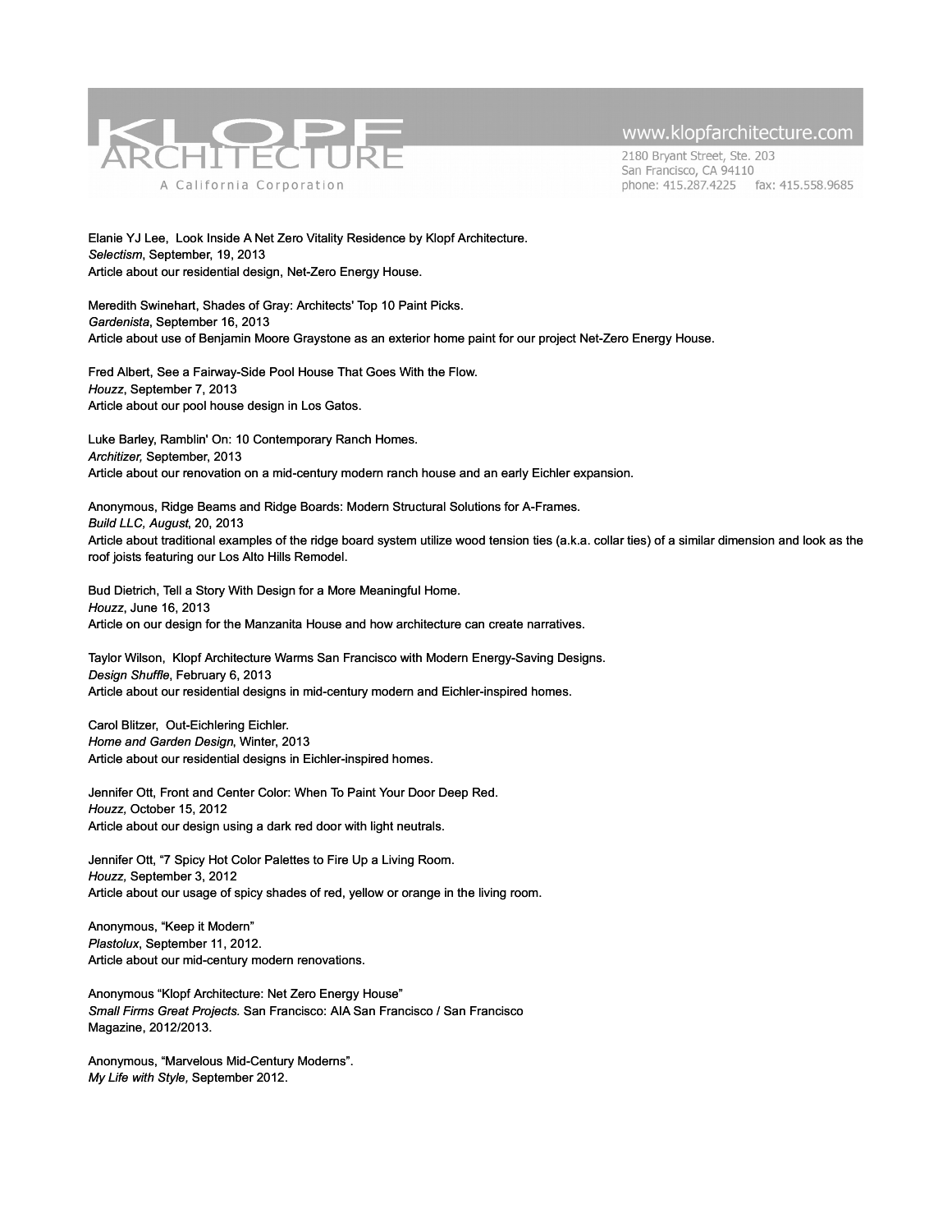Elanie YJ Lee, Look Inside A Net Zero Vitality Residence by Klopf Architecture.
*Selectism*, September, 19, 2013
Article about our residential design, Net-Zero Energy House.

Meredith Swinehart, Shades of Gray: Architects' Top 10 Paint Picks.
*Gardenista*, September 16, 2013
Article about use of Benjamin Moore Graystone as an exterior home paint for our project Net-Zero Energy House.

Fred Albert, See a Fairway-Side Pool House That Goes With the Flow.
*Houzz*, September 7, 2013
Article about our pool house design in Los Gatos.

Luke Barley, Ramblin' On: 10 Contemporary Ranch Homes.
*Architizer,* September, 2013
Article about our renovation on a mid-century modern ranch house and an early Eichler expansion.

Anonymous, Ridge Beams and Ridge Boards: Modern Structural Solutions for A-Frames.
*Build LLC, August*, 20, 2013
Article about traditional examples of the ridge board system utilize wood tension ties (a.k.a. collar ties) of a similar dimension and look as the roof joists featuring our Los Alto Hills Remodel.

Bud Dietrich, Tell a Story With Design for a More Meaningful Home.
*Houzz*, June 16, 2013
Article on our design for the Manzanita House and how architecture can create narratives.

Taylor Wilson, Klopf Architecture Warms San Francisco with Modern Energy-Saving Designs.
*Design Shuffle*, February 6, 2013
Article about our residential designs in mid-century modern and Eichler-inspired homes.

Carol Blitzer, Out-Eichlering Eichler.
*Home and Garden Design*, Winter, 2013
Article about our residential designs in Eichler-inspired homes.

Jennifer Ott, Front and Center Color: When To Paint Your Door Deep Red.
*Houzz,* October 15, 2012
Article about our design using a dark red door with light neutrals.

Jennifer Ott, "7 Spicy Hot Color Palettes to Fire Up a Living Room.
*Houzz*, September 3, 2012
Article about our usage of spicy shades of red, yellow or orange in the living room.

Anonymous, "Keep it Modern"
*Plastolux*, September 11, 2012.
Article about our mid-century modern renovations.

Anonymous "Klopf Architecture: Net Zero Energy House"
*Small Firms Great Projects.* San Francisco: AIA San Francisco / San Francisco Magazine, 2012/2013.

Anonymous, "Marvelous Mid-Century Moderns".
*My Life with Style,* September 2012.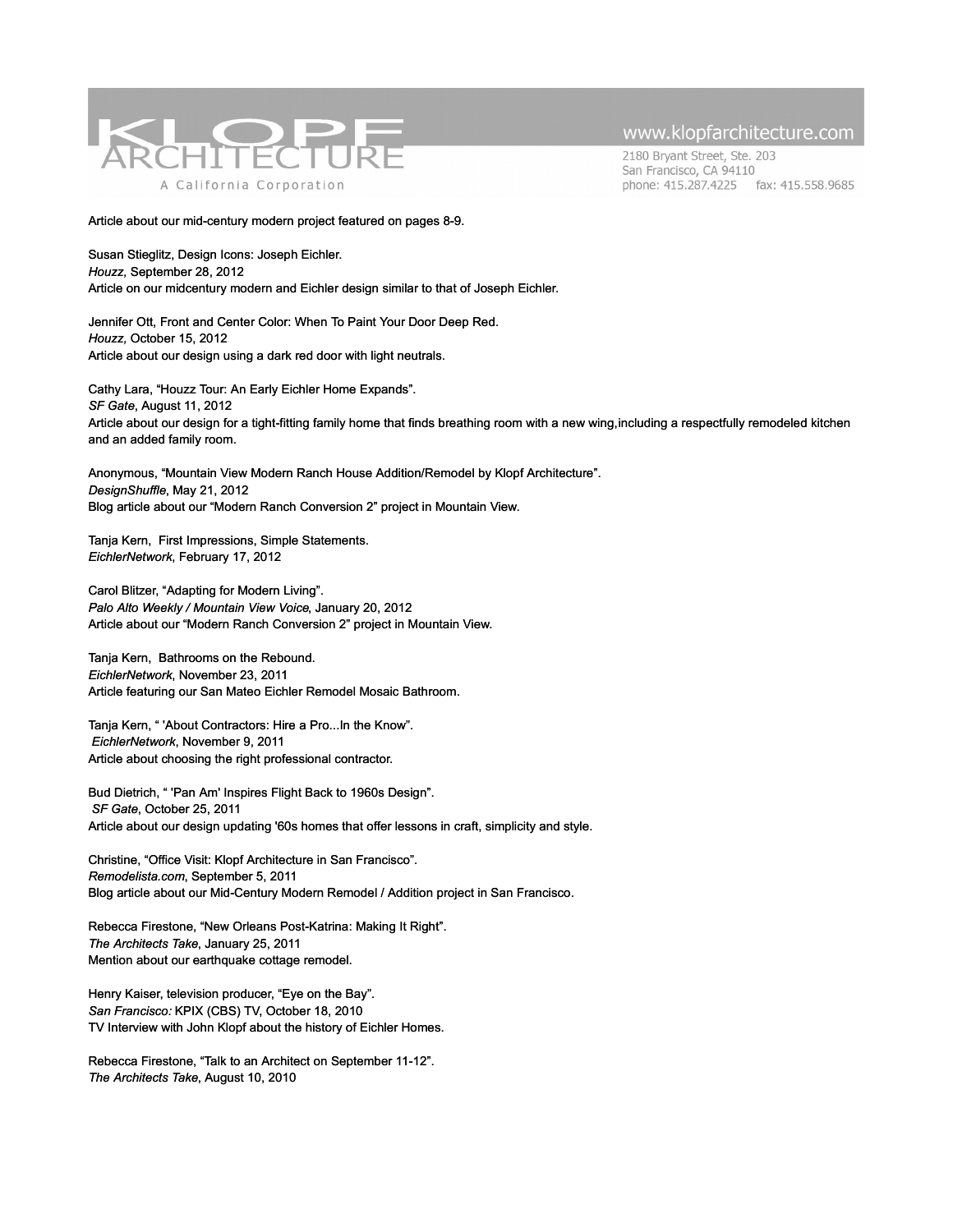Article about our mid-century modern project featured on pages 8-9.

Susan Stieglitz, Design Icons: Joseph Eichler.
*Houzz*, September 28, 2012
Article on our midcentury modern and Eichler design similar to that of Joseph Eichler.

Jennifer Ott, Front and Center Color: When To Paint Your Door Deep Red.
*Houzz,* October 15, 2012
Article about our design using a dark red door with light neutrals.

Cathy Lara, "Houzz Tour: An Early Eichler Home Expands".
*SF Gate*, August 11, 2012
Article about our design for a tight-fitting family home that finds breathing room with a new wing,including a respectfully remodeled kitchen and an added family room.

Anonymous, "Mountain View Modern Ranch House Addition/Remodel by Klopf Architecture".
*DesignShuffle*, May 21, 2012
Blog article about our "Modern Ranch Conversion 2" project in Mountain View.

Tanja Kern, First Impressions, Simple Statements.
*EichlerNetwork*, February 17, 2012

Carol Blitzer, "Adapting for Modern Living".
*Palo Alto Weekly / Mountain View Voice*, January 20, 2012
Article about our "Modern Ranch Conversion 2" project in Mountain View.

Tanja Kern, Bathrooms on the Rebound.
*EichlerNetwork*, November 23, 2011
Article featuring our San Mateo Eichler Remodel Mosaic Bathroom.

Tanja Kern, " 'About Contractors: Hire a Pro...In the Know".
*EichlerNetwork*, November 9, 2011
Article about choosing the right professional contractor.

Bud Dietrich, " 'Pan Am' Inspires Flight Back to 1960s Design".
*SF Gate*, October 25, 2011
Article about our design updating '60s homes that offer lessons in craft, simplicity and style.

Christine, "Office Visit: Klopf Architecture in San Francisco".
*Remodelista.com*, September 5, 2011
Blog article about our Mid-Century Modern Remodel / Addition project in San Francisco.

Rebecca Firestone, "New Orleans Post-Katrina: Making It Right".
*The Architects Take*, January 25, 2011
Mention about our earthquake cottage remodel.

Henry Kaiser, television producer, "Eye on the Bay".
*San Francisco:* KPIX (CBS) TV, October 18, 2010
TV Interview with John Klopf about the history of Eichler Homes.

Rebecca Firestone, "Talk to an Architect on September 11-12".
*The Architects Take*, August 10, 2010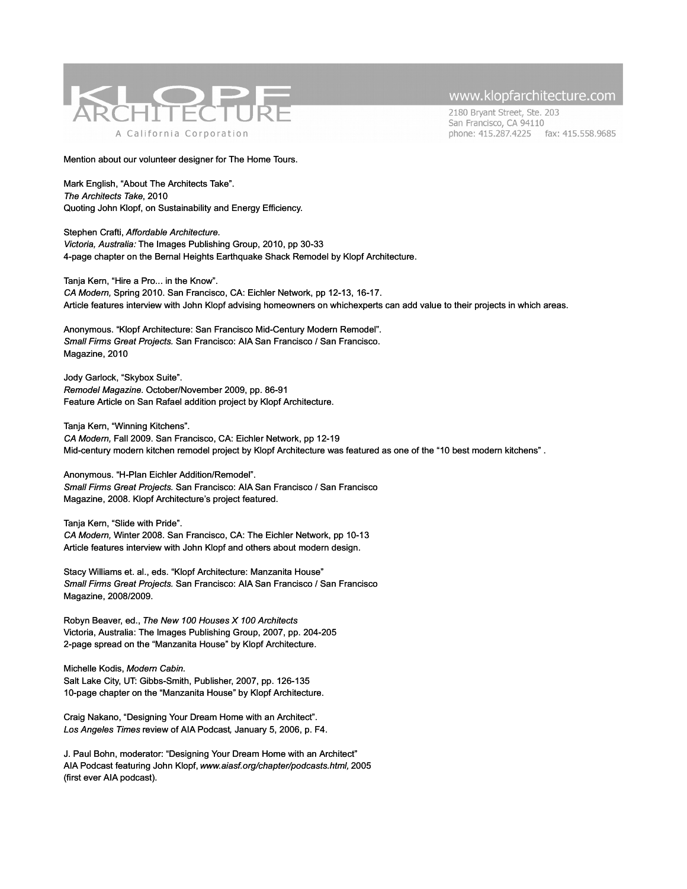# KLOPF ARCHITECTURE

A California Corporation

www.klopfarchitecture.com
2180 Bryant Street, Ste. 203
San Francisco, CA 94110
phone: 415.287.4225 fax: 415.558.9685

Mention about our volunteer designer for The Home Tours.

Mark English, "About The Architects Take".
*The Architects Take*, 2010
Quoting John Klopf, on Sustainability and Energy Efficiency.

Stephen Crafti, *Affordable Architecture.*
*Victoria, Australia:* The Images Publishing Group, 2010, pp 30-33
4-page chapter on the Bernal Heights Earthquake Shack Remodel by Klopf Architecture.

Tanja Kern, "Hire a Pro... in the Know".
*CA Modern,* Spring 2010. San Francisco, CA: Eichler Network, pp 12-13, 16-17.
Article features interview with John Klopf advising homeowners on whichexperts can add value to their projects in which areas.

Anonymous. "Klopf Architecture: San Francisco Mid-Century Modern Remodel".
*Small Firms Great Projects.* San Francisco: AIA San Francisco / San Francisco.
Magazine, 2010

Jody Garlock, "Skybox Suite".
*Remodel Magazine.* October/November 2009, pp. 86-91
Feature Article on San Rafael addition project by Klopf Architecture.

Tanja Kern, "Winning Kitchens".
*CA Modern,* Fall 2009. San Francisco, CA: Eichler Network, pp 12-19
Mid-century modern kitchen remodel project by Klopf Architecture was featured as one of the "10 best modern kitchens" .

Anonymous. "H-Plan Eichler Addition/Remodel".
*Small Firms Great Projects.* San Francisco: AIA San Francisco / San Francisco
Magazine, 2008. Klopf Architecture's project featured.

Tanja Kern, "Slide with Pride".
*CA Modern,* Winter 2008. San Francisco, CA: The Eichler Network, pp 10-13
Article features interview with John Klopf and others about modern design.

Stacy Williams et. al., eds. "Klopf Architecture: Manzanita House"
*Small Firms Great Projects.* San Francisco: AIA San Francisco / San Francisco
Magazine, 2008/2009.

Robyn Beaver, ed., *The New 100 Houses X 100 Architects*
Victoria, Australia: The Images Publishing Group, 2007, pp. 204-205
2-page spread on the "Manzanita House" by Klopf Architecture.

Michelle Kodis, *Modern Cabin*.
Salt Lake City, UT: Gibbs-Smith, Publisher, 2007, pp. 126-135
10-page chapter on the "Manzanita House" by Klopf Architecture.

Craig Nakano, "Designing Your Dream Home with an Architect".
*Los Angeles Times* review of AIA Podcast*,* January 5, 2006, p. F4.

J. Paul Bohn, moderator: "Designing Your Dream Home with an Architect"
AIA Podcast featuring John Klopf, *www.aiasf.org/chapter/podcasts.html,* 2005
(first ever AIA podcast).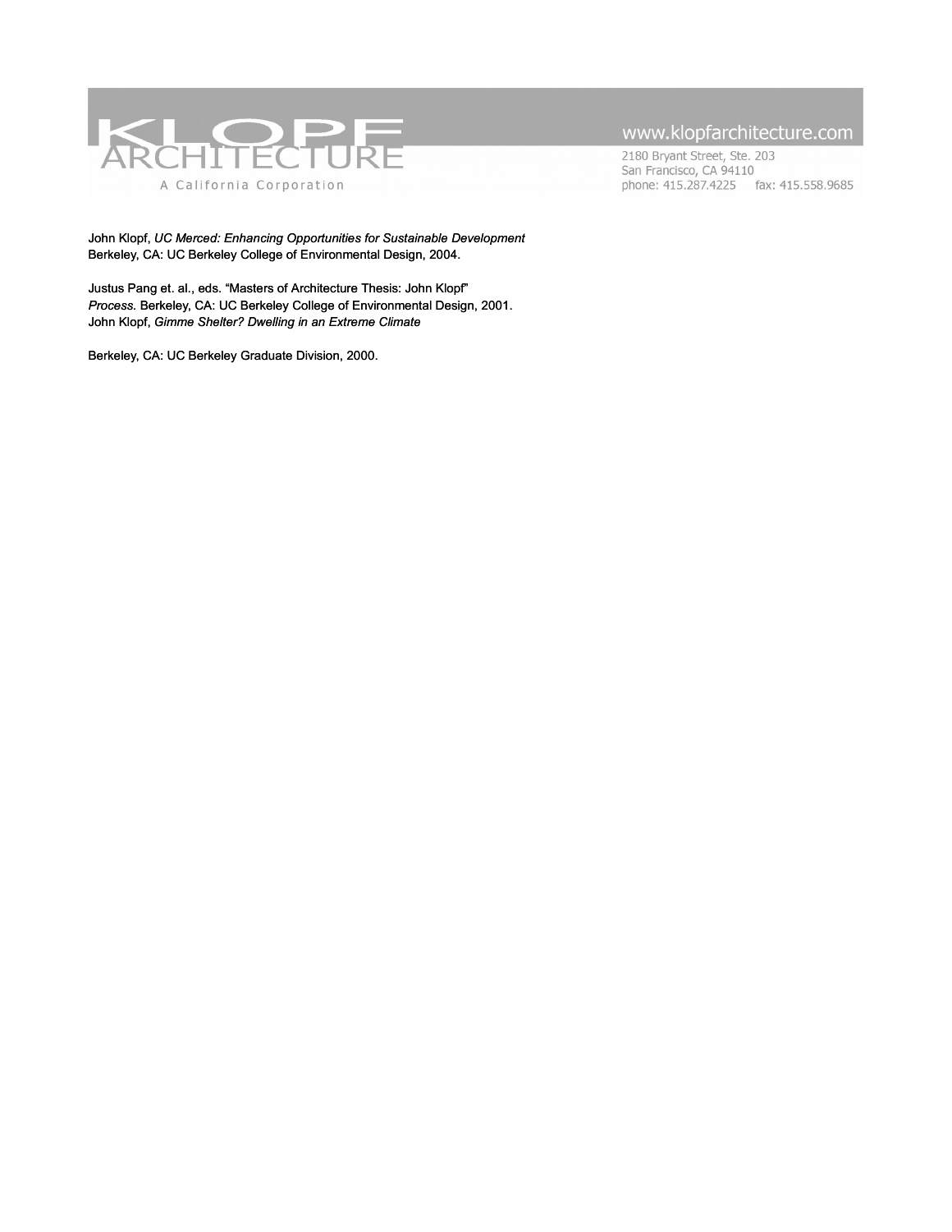John Klopf, *UC Merced: Enhancing Opportunities for Sustainable Development*
Berkeley, CA: UC Berkeley College of Environmental Design, 2004.

Justus Pang et. al., eds. “Masters of Architecture Thesis: John Klopf”
*Process.* Berkeley, CA: UC Berkeley College of Environmental Design, 2001.
John Klopf, *Gimme Shelter? Dwelling in an Extreme Climate*

Berkeley, CA: UC Berkeley Graduate Division, 2000.